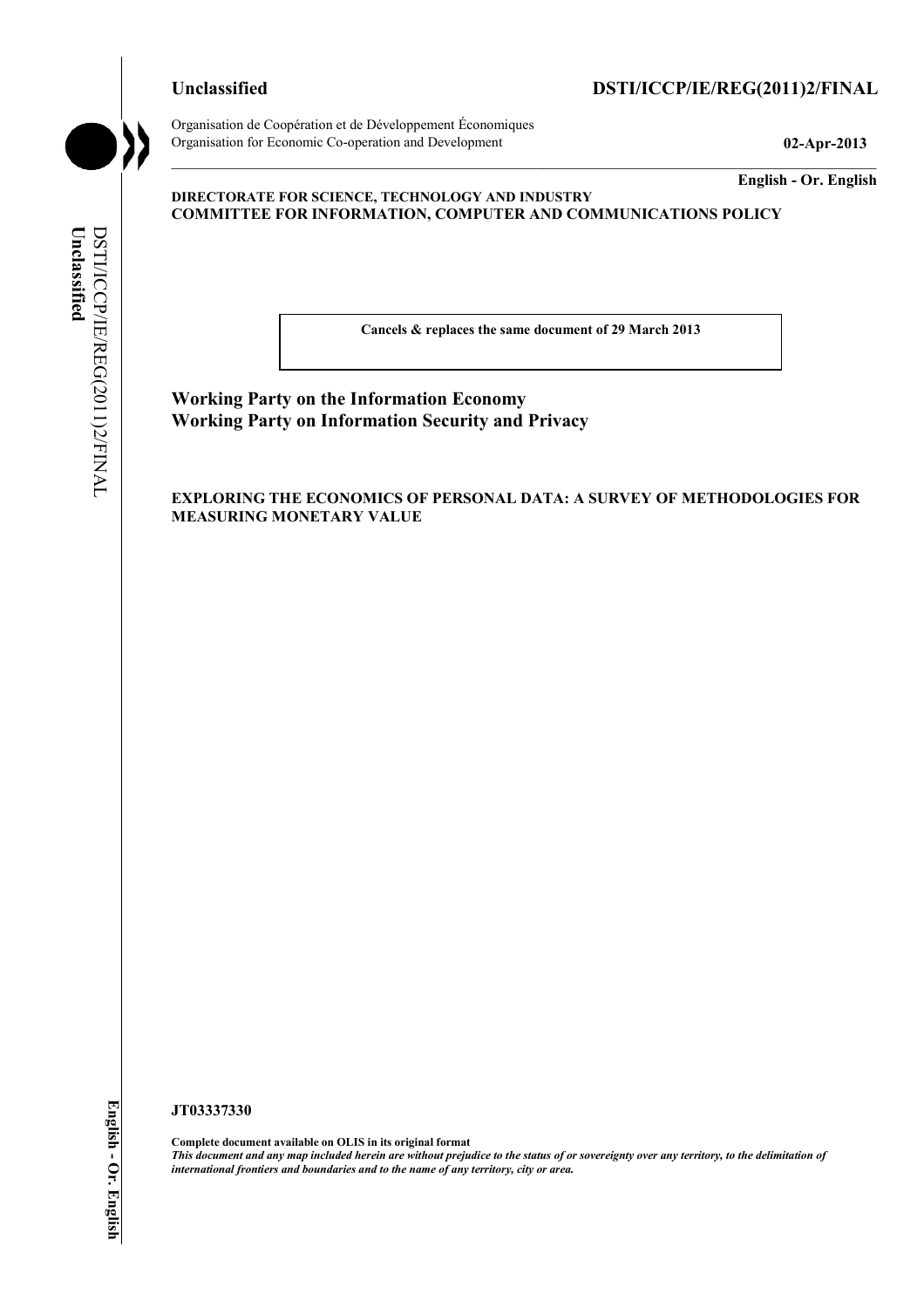**Unclassified** **DSTI/ICCP/IE/REG(2011)2/FINAL**

Organisation de Coopération et de Développement Économiques
Organisation for Economic Co-operation and Development

**02-Apr-2013**

**English - Or. English**

**DIRECTORATE FOR SCIENCE, TECHNOLOGY AND INDUSTRY**
**COMMITTEE FOR INFORMATION, COMPUTER AND COMMUNICATIONS POLICY**

**Cancels & replaces the same document of 29 March 2013**

## Working Party on the Information Economy
## Working Party on Information Security and Privacy

**EXPLORING THE ECONOMICS OF PERSONAL DATA: A SURVEY OF METHODOLOGIES FOR MEASURING MONETARY VALUE**

**JT03337330**

**Complete document available on OLIS in its original format**
***This document and any map included herein are without prejudice to the status of or sovereignty over any territory, to the delimitation of international frontiers and boundaries and to the name of any territory, city or area.***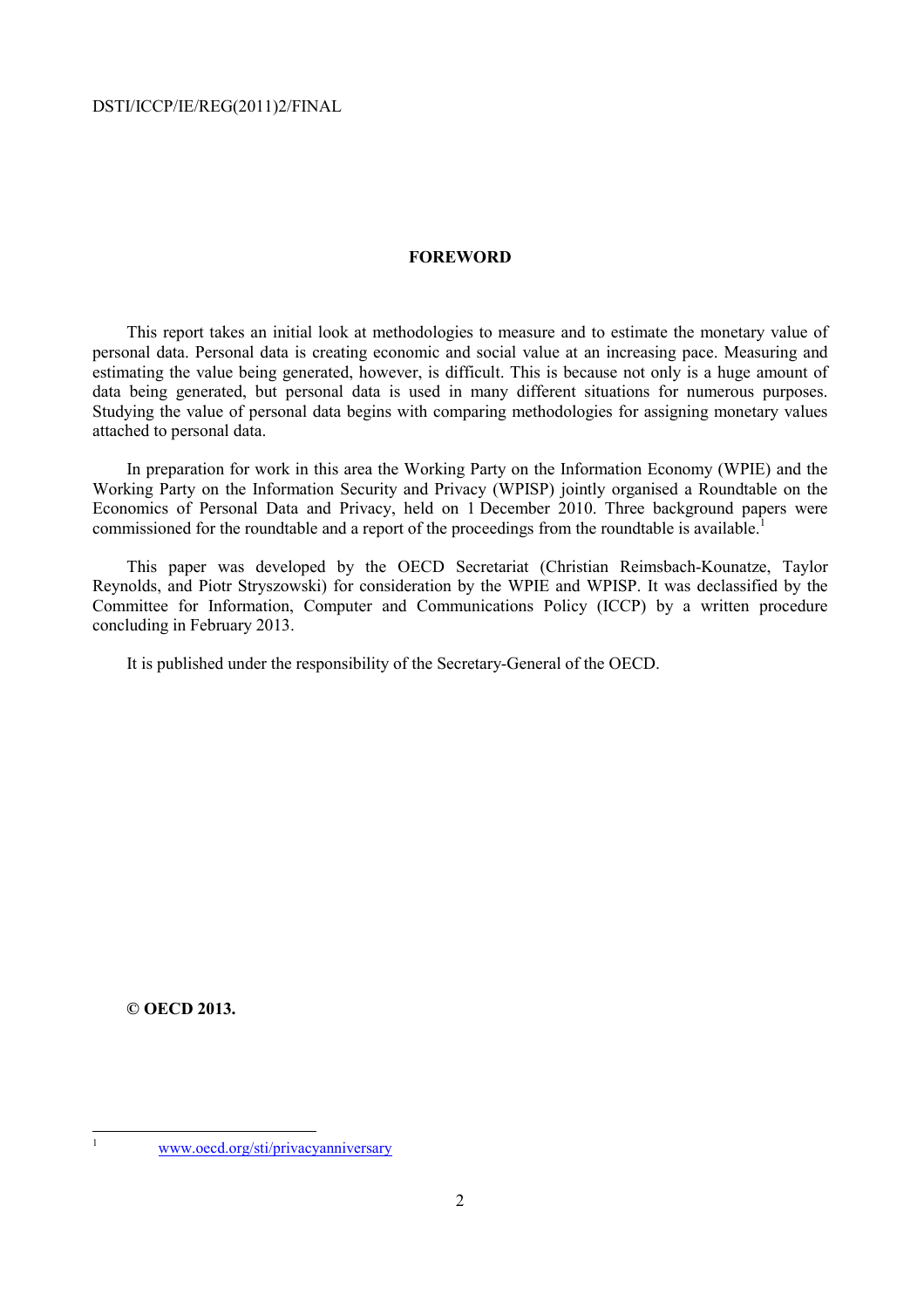# FOREWORD

This report takes an initial look at methodologies to measure and to estimate the monetary value of personal data. Personal data is creating economic and social value at an increasing pace. Measuring and estimating the value being generated, however, is difficult. This is because not only is a huge amount of data being generated, but personal data is used in many different situations for numerous purposes. Studying the value of personal data begins with comparing methodologies for assigning monetary values attached to personal data.

In preparation for work in this area the Working Party on the Information Economy (WPIE) and the Working Party on the Information Security and Privacy (WPISP) jointly organised a Roundtable on the Economics of Personal Data and Privacy, held on 1 December 2010. Three background papers were commissioned for the roundtable and a report of the proceedings from the roundtable is available.[1]

This paper was developed by the OECD Secretariat (Christian Reimsbach-Kounatze, Taylor Reynolds, and Piotr Stryszowski) for consideration by the WPIE and WPISP. It was declassified by the Committee for Information, Computer and Communications Policy (ICCP) by a written procedure concluding in February 2013.

It is published under the responsibility of the Secretary-General of the OECD.

**© OECD 2013.**

[1] www.oecd.org/sti/privacyanniversary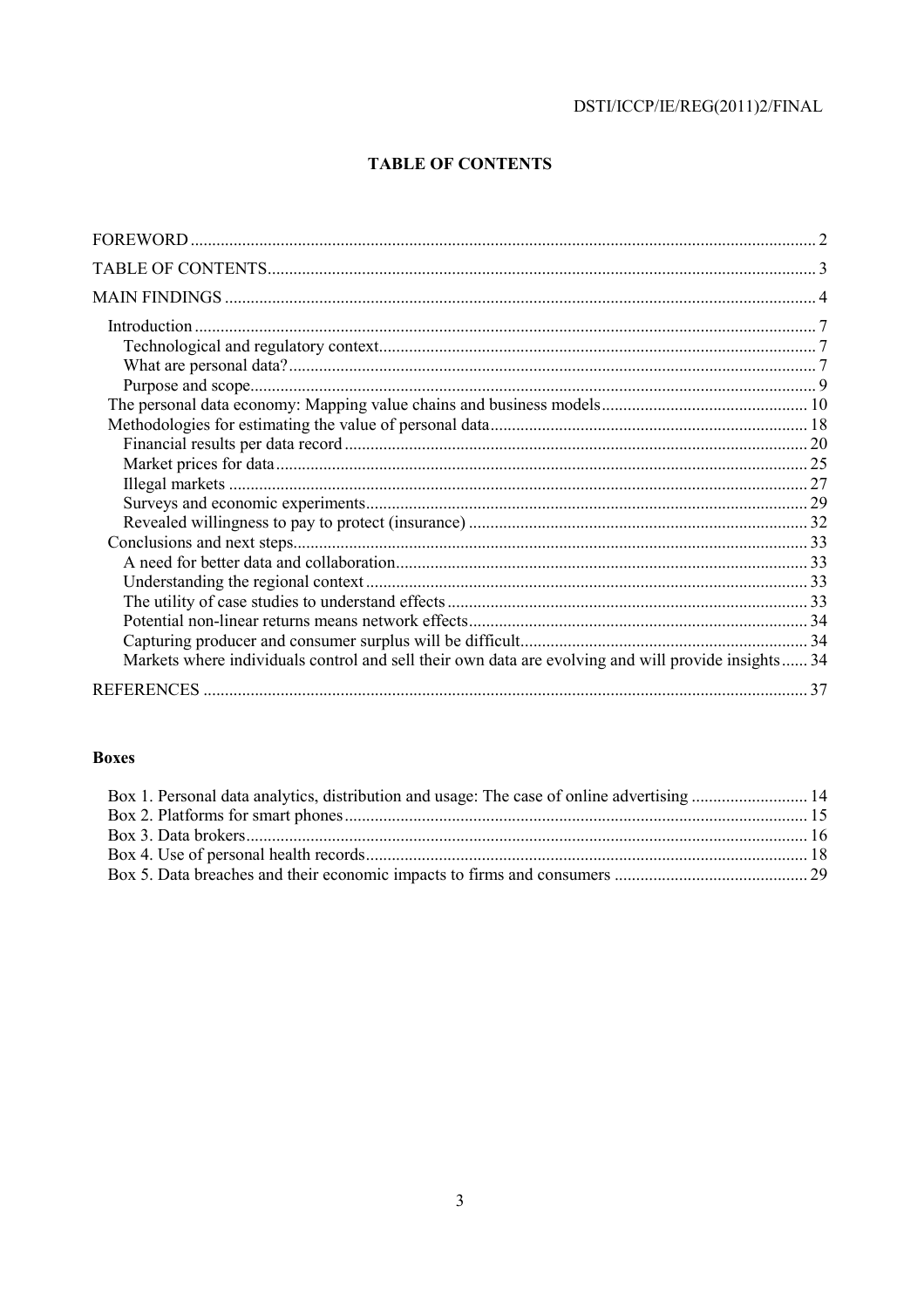# TABLE OF CONTENTS

FOREWORD ..................................................................................................................................... 2

TABLE OF CONTENTS.................................................................................................................... 3

MAIN FINDINGS ............................................................................................................................. 4

- Introduction ................................................................................................................................. 7
  - Technological and regulatory context........................................................................................ 7
  - What are personal data?............................................................................................................. 7
  - Purpose and scope...................................................................................................................... 9
- The personal data economy: Mapping value chains and business models.................................. 10
- Methodologies for estimating the value of personal data........................................................... 18
  - Financial results per data record.............................................................................................. 20
  - Market prices for data.............................................................................................................. 25
  - Illegal markets ......................................................................................................................... 27
  - Surveys and economic experiments......................................................................................... 29
  - Revealed willingness to pay to protect (insurance) ................................................................. 32
- Conclusions and next steps......................................................................................................... 33
  - A need for better data and collaboration.................................................................................. 33
  - Understanding the regional context ......................................................................................... 33
  - The utility of case studies to understand effects ...................................................................... 33
  - Potential non-linear returns means network effects................................................................. 34
  - Capturing producer and consumer surplus will be difficult..................................................... 34
  - Markets where individuals control and sell their own data are evolving and will provide insights...... 34

REFERENCES ................................................................................................................................ 37

**Boxes**

Box 1. Personal data analytics, distribution and usage: The case of online advertising ........................... 14
Box 2. Platforms for smart phones ........................................................................................................... 15
Box 3. Data brokers.................................................................................................................................. 16
Box 4. Use of personal health records...................................................................................................... 18
Box 5. Data breaches and their economic impacts to firms and consumers ............................................ 29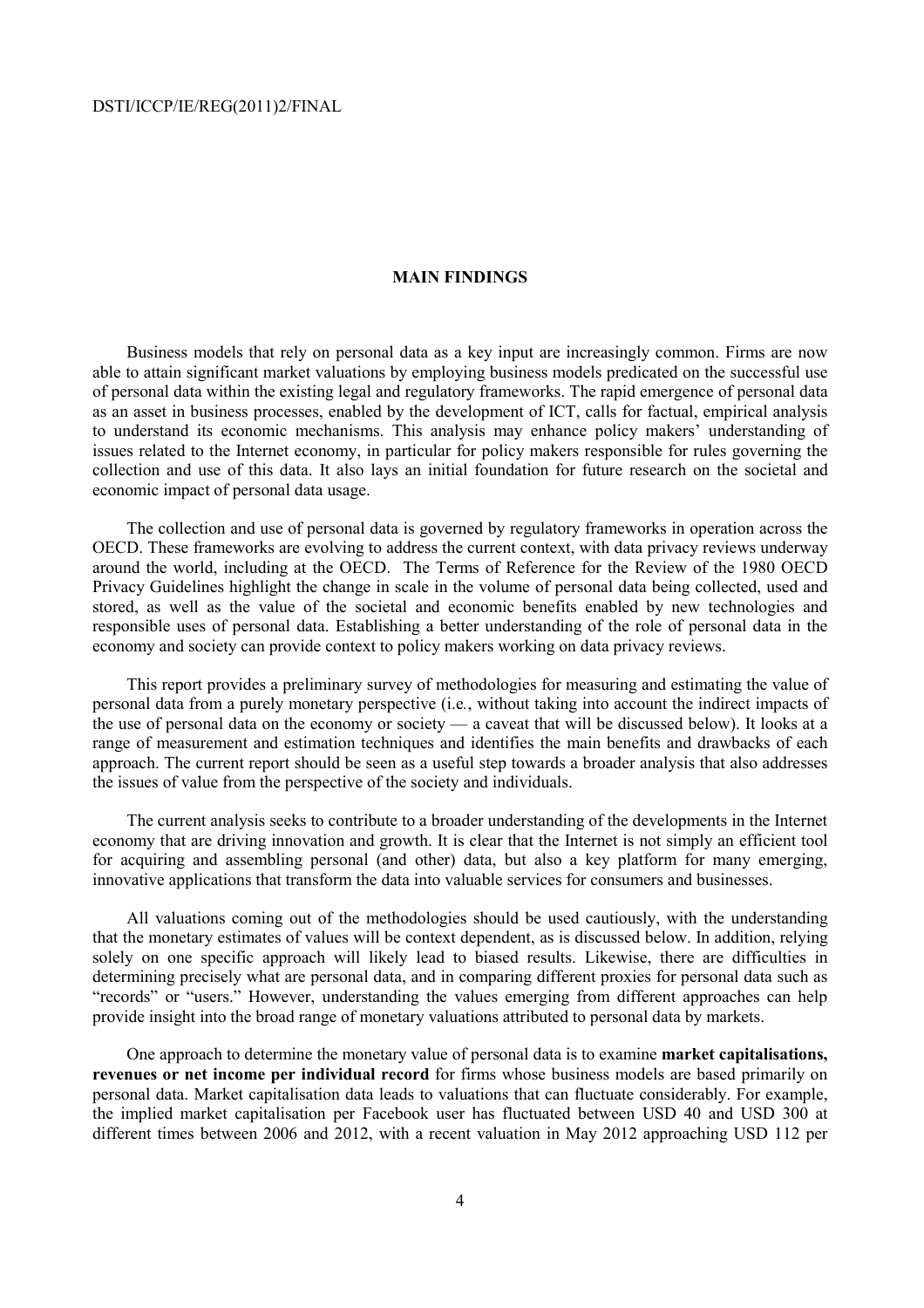## MAIN FINDINGS

Business models that rely on personal data as a key input are increasingly common. Firms are now able to attain significant market valuations by employing business models predicated on the successful use of personal data within the existing legal and regulatory frameworks. The rapid emergence of personal data as an asset in business processes, enabled by the development of ICT, calls for factual, empirical analysis to understand its economic mechanisms. This analysis may enhance policy makers' understanding of issues related to the Internet economy, in particular for policy makers responsible for rules governing the collection and use of this data. It also lays an initial foundation for future research on the societal and economic impact of personal data usage.

The collection and use of personal data is governed by regulatory frameworks in operation across the OECD. These frameworks are evolving to address the current context, with data privacy reviews underway around the world, including at the OECD. The Terms of Reference for the Review of the 1980 OECD Privacy Guidelines highlight the change in scale in the volume of personal data being collected, used and stored, as well as the value of the societal and economic benefits enabled by new technologies and responsible uses of personal data. Establishing a better understanding of the role of personal data in the economy and society can provide context to policy makers working on data privacy reviews.

This report provides a preliminary survey of methodologies for measuring and estimating the value of personal data from a purely monetary perspective (i.e., without taking into account the indirect impacts of the use of personal data on the economy or society — a caveat that will be discussed below). It looks at a range of measurement and estimation techniques and identifies the main benefits and drawbacks of each approach. The current report should be seen as a useful step towards a broader analysis that also addresses the issues of value from the perspective of the society and individuals.

The current analysis seeks to contribute to a broader understanding of the developments in the Internet economy that are driving innovation and growth. It is clear that the Internet is not simply an efficient tool for acquiring and assembling personal (and other) data, but also a key platform for many emerging, innovative applications that transform the data into valuable services for consumers and businesses.

All valuations coming out of the methodologies should be used cautiously, with the understanding that the monetary estimates of values will be context dependent, as is discussed below. In addition, relying solely on one specific approach will likely lead to biased results. Likewise, there are difficulties in determining precisely what are personal data, and in comparing different proxies for personal data such as "records" or "users." However, understanding the values emerging from different approaches can help provide insight into the broad range of monetary valuations attributed to personal data by markets.

One approach to determine the monetary value of personal data is to examine **market capitalisations, revenues or net income per individual record** for firms whose business models are based primarily on personal data. Market capitalisation data leads to valuations that can fluctuate considerably. For example, the implied market capitalisation per Facebook user has fluctuated between USD 40 and USD 300 at different times between 2006 and 2012, with a recent valuation in May 2012 approaching USD 112 per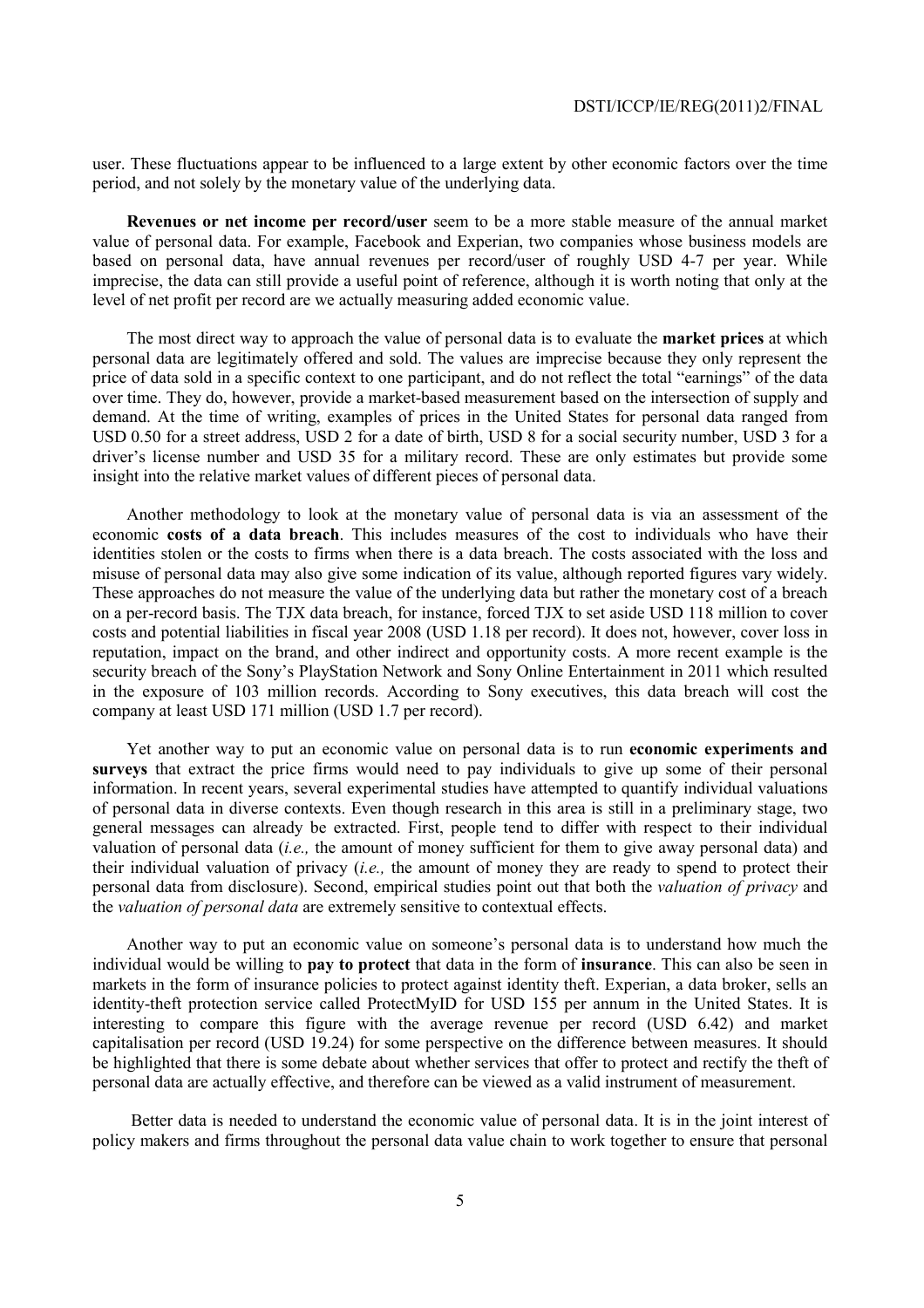user. These fluctuations appear to be influenced to a large extent by other economic factors over the time period, and not solely by the monetary value of the underlying data.

**Revenues or net income per record/user** seem to be a more stable measure of the annual market value of personal data. For example, Facebook and Experian, two companies whose business models are based on personal data, have annual revenues per record/user of roughly USD 4-7 per year. While imprecise, the data can still provide a useful point of reference, although it is worth noting that only at the level of net profit per record are we actually measuring added economic value.

The most direct way to approach the value of personal data is to evaluate the **market prices** at which personal data are legitimately offered and sold. The values are imprecise because they only represent the price of data sold in a specific context to one participant, and do not reflect the total "earnings" of the data over time. They do, however, provide a market-based measurement based on the intersection of supply and demand. At the time of writing, examples of prices in the United States for personal data ranged from USD 0.50 for a street address, USD 2 for a date of birth, USD 8 for a social security number, USD 3 for a driver's license number and USD 35 for a military record. These are only estimates but provide some insight into the relative market values of different pieces of personal data.

Another methodology to look at the monetary value of personal data is via an assessment of the economic **costs of a data breach**. This includes measures of the cost to individuals who have their identities stolen or the costs to firms when there is a data breach. The costs associated with the loss and misuse of personal data may also give some indication of its value, although reported figures vary widely. These approaches do not measure the value of the underlying data but rather the monetary cost of a breach on a per-record basis. The TJX data breach, for instance, forced TJX to set aside USD 118 million to cover costs and potential liabilities in fiscal year 2008 (USD 1.18 per record). It does not, however, cover loss in reputation, impact on the brand, and other indirect and opportunity costs. A more recent example is the security breach of the Sony's PlayStation Network and Sony Online Entertainment in 2011 which resulted in the exposure of 103 million records. According to Sony executives, this data breach will cost the company at least USD 171 million (USD 1.7 per record).

Yet another way to put an economic value on personal data is to run **economic experiments and surveys** that extract the price firms would need to pay individuals to give up some of their personal information. In recent years, several experimental studies have attempted to quantify individual valuations of personal data in diverse contexts. Even though research in this area is still in a preliminary stage, two general messages can already be extracted. First, people tend to differ with respect to their individual valuation of personal data (*i.e.,* the amount of money sufficient for them to give away personal data) and their individual valuation of privacy (*i.e.,* the amount of money they are ready to spend to protect their personal data from disclosure). Second, empirical studies point out that both the *valuation of privacy* and the *valuation of personal data* are extremely sensitive to contextual effects.

Another way to put an economic value on someone's personal data is to understand how much the individual would be willing to **pay to protect** that data in the form of **insurance**. This can also be seen in markets in the form of insurance policies to protect against identity theft. Experian, a data broker, sells an identity-theft protection service called ProtectMyID for USD 155 per annum in the United States. It is interesting to compare this figure with the average revenue per record (USD 6.42) and market capitalisation per record (USD 19.24) for some perspective on the difference between measures. It should be highlighted that there is some debate about whether services that offer to protect and rectify the theft of personal data are actually effective, and therefore can be viewed as a valid instrument of measurement.

Better data is needed to understand the economic value of personal data. It is in the joint interest of policy makers and firms throughout the personal data value chain to work together to ensure that personal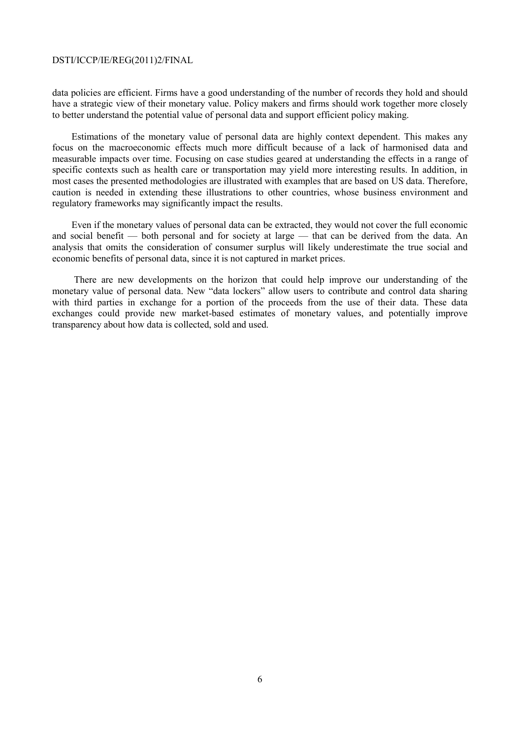data policies are efficient. Firms have a good understanding of the number of records they hold and should have a strategic view of their monetary value. Policy makers and firms should work together more closely to better understand the potential value of personal data and support efficient policy making.

Estimations of the monetary value of personal data are highly context dependent. This makes any focus on the macroeconomic effects much more difficult because of a lack of harmonised data and measurable impacts over time. Focusing on case studies geared at understanding the effects in a range of specific contexts such as health care or transportation may yield more interesting results. In addition, in most cases the presented methodologies are illustrated with examples that are based on US data. Therefore, caution is needed in extending these illustrations to other countries, whose business environment and regulatory frameworks may significantly impact the results.

Even if the monetary values of personal data can be extracted, they would not cover the full economic and social benefit — both personal and for society at large — that can be derived from the data. An analysis that omits the consideration of consumer surplus will likely underestimate the true social and economic benefits of personal data, since it is not captured in market prices.

There are new developments on the horizon that could help improve our understanding of the monetary value of personal data. New "data lockers" allow users to contribute and control data sharing with third parties in exchange for a portion of the proceeds from the use of their data. These data exchanges could provide new market-based estimates of monetary values, and potentially improve transparency about how data is collected, sold and used.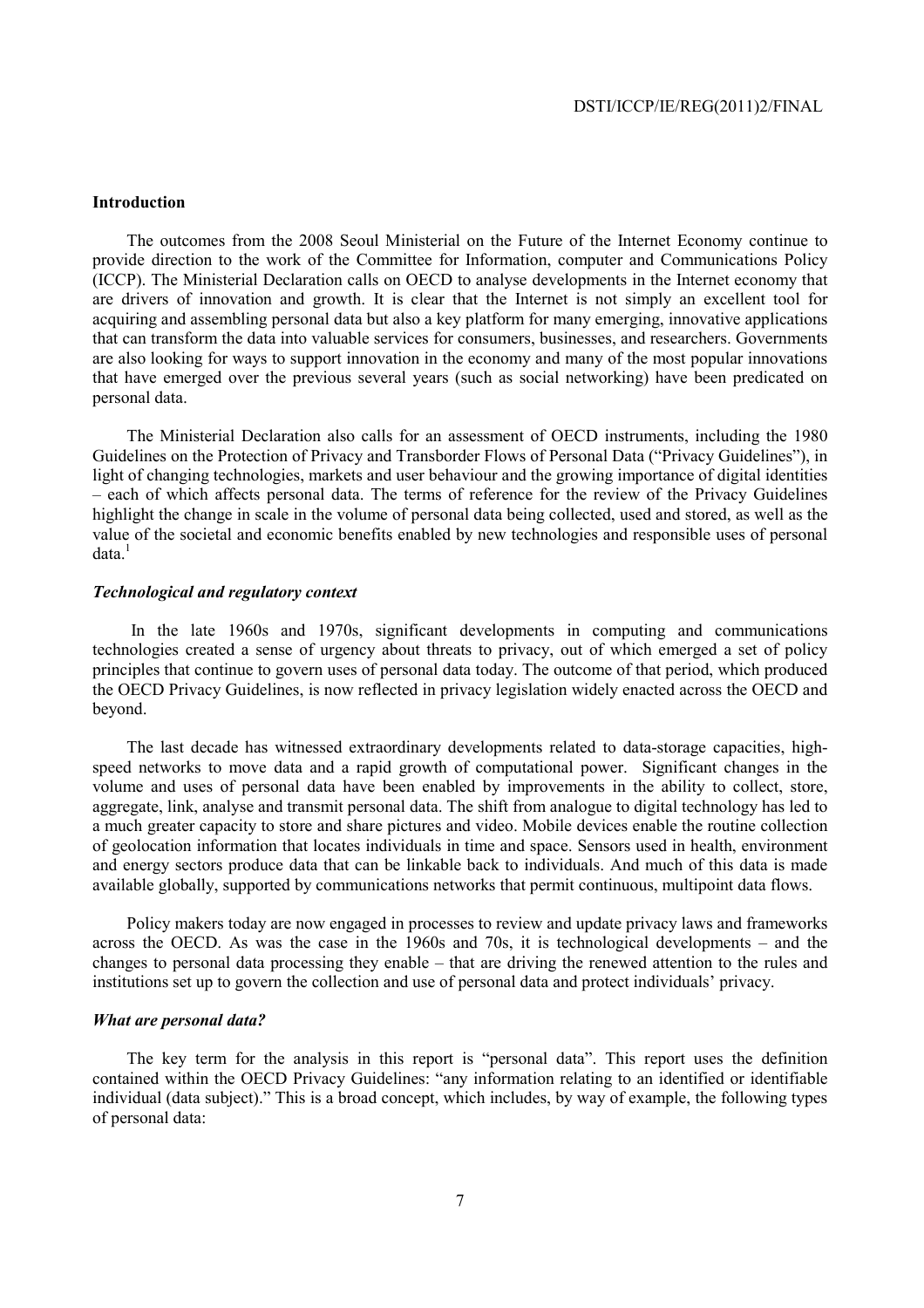## Introduction

The outcomes from the 2008 Seoul Ministerial on the Future of the Internet Economy continue to provide direction to the work of the Committee for Information, computer and Communications Policy (ICCP). The Ministerial Declaration calls on OECD to analyse developments in the Internet economy that are drivers of innovation and growth. It is clear that the Internet is not simply an excellent tool for acquiring and assembling personal data but also a key platform for many emerging, innovative applications that can transform the data into valuable services for consumers, businesses, and researchers. Governments are also looking for ways to support innovation in the economy and many of the most popular innovations that have emerged over the previous several years (such as social networking) have been predicated on personal data.

The Ministerial Declaration also calls for an assessment of OECD instruments, including the 1980 Guidelines on the Protection of Privacy and Transborder Flows of Personal Data ("Privacy Guidelines"), in light of changing technologies, markets and user behaviour and the growing importance of digital identities – each of which affects personal data. The terms of reference for the review of the Privacy Guidelines highlight the change in scale in the volume of personal data being collected, used and stored, as well as the value of the societal and economic benefits enabled by new technologies and responsible uses of personal data.[1]

### *Technological and regulatory context*

In the late 1960s and 1970s, significant developments in computing and communications technologies created a sense of urgency about threats to privacy, out of which emerged a set of policy principles that continue to govern uses of personal data today. The outcome of that period, which produced the OECD Privacy Guidelines, is now reflected in privacy legislation widely enacted across the OECD and beyond.

The last decade has witnessed extraordinary developments related to data-storage capacities, high-speed networks to move data and a rapid growth of computational power. Significant changes in the volume and uses of personal data have been enabled by improvements in the ability to collect, store, aggregate, link, analyse and transmit personal data. The shift from analogue to digital technology has led to a much greater capacity to store and share pictures and video. Mobile devices enable the routine collection of geolocation information that locates individuals in time and space. Sensors used in health, environment and energy sectors produce data that can be linkable back to individuals. And much of this data is made available globally, supported by communications networks that permit continuous, multipoint data flows.

Policy makers today are now engaged in processes to review and update privacy laws and frameworks across the OECD. As was the case in the 1960s and 70s, it is technological developments – and the changes to personal data processing they enable – that are driving the renewed attention to the rules and institutions set up to govern the collection and use of personal data and protect individuals' privacy.

### *What are personal data?*

The key term for the analysis in this report is "personal data". This report uses the definition contained within the OECD Privacy Guidelines: "any information relating to an identified or identifiable individual (data subject)." This is a broad concept, which includes, by way of example, the following types of personal data: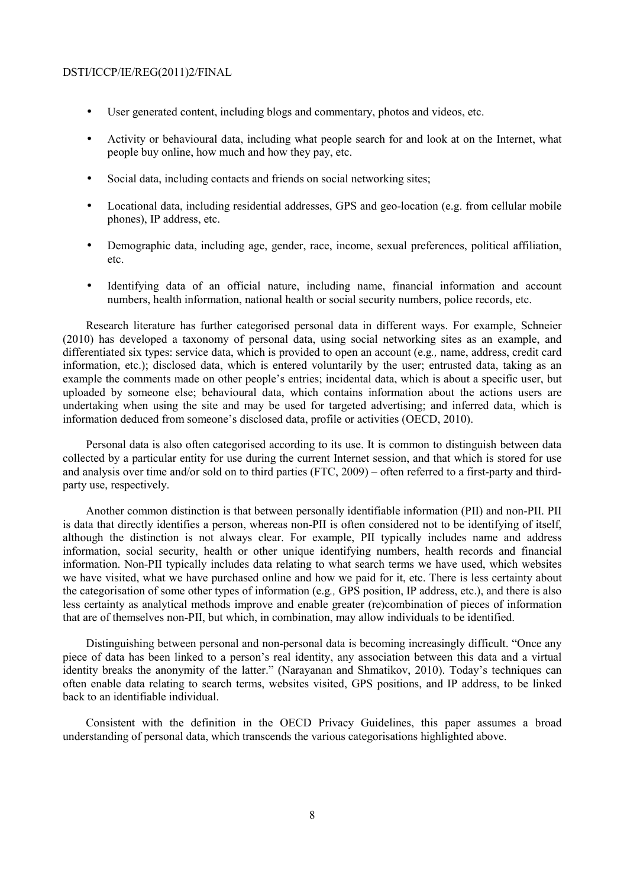- User generated content, including blogs and commentary, photos and videos, etc.
- Activity or behavioural data, including what people search for and look at on the Internet, what people buy online, how much and how they pay, etc.
- Social data, including contacts and friends on social networking sites;
- Locational data, including residential addresses, GPS and geo-location (e.g. from cellular mobile phones), IP address, etc.
- Demographic data, including age, gender, race, income, sexual preferences, political affiliation, etc.
- Identifying data of an official nature, including name, financial information and account numbers, health information, national health or social security numbers, police records, etc.

Research literature has further categorised personal data in different ways. For example, Schneier (2010) has developed a taxonomy of personal data, using social networking sites as an example, and differentiated six types: service data, which is provided to open an account (e.g*.,* name, address, credit card information, etc.); disclosed data, which is entered voluntarily by the user; entrusted data, taking as an example the comments made on other people's entries; incidental data, which is about a specific user, but uploaded by someone else; behavioural data, which contains information about the actions users are undertaking when using the site and may be used for targeted advertising; and inferred data, which is information deduced from someone's disclosed data, profile or activities (OECD, 2010).

Personal data is also often categorised according to its use. It is common to distinguish between data collected by a particular entity for use during the current Internet session, and that which is stored for use and analysis over time and/or sold on to third parties (FTC, 2009) – often referred to a first-party and third-party use, respectively.

Another common distinction is that between personally identifiable information (PII) and non-PII. PII is data that directly identifies a person, whereas non-PII is often considered not to be identifying of itself, although the distinction is not always clear. For example, PII typically includes name and address information, social security, health or other unique identifying numbers, health records and financial information. Non-PII typically includes data relating to what search terms we have used, which websites we have visited, what we have purchased online and how we paid for it, etc. There is less certainty about the categorisation of some other types of information (e.g*.,* GPS position, IP address, etc.), and there is also less certainty as analytical methods improve and enable greater (re)combination of pieces of information that are of themselves non-PII, but which, in combination, may allow individuals to be identified.

Distinguishing between personal and non-personal data is becoming increasingly difficult. "Once any piece of data has been linked to a person's real identity, any association between this data and a virtual identity breaks the anonymity of the latter." (Narayanan and Shmatikov, 2010). Today's techniques can often enable data relating to search terms, websites visited, GPS positions, and IP address, to be linked back to an identifiable individual.

Consistent with the definition in the OECD Privacy Guidelines, this paper assumes a broad understanding of personal data, which transcends the various categorisations highlighted above.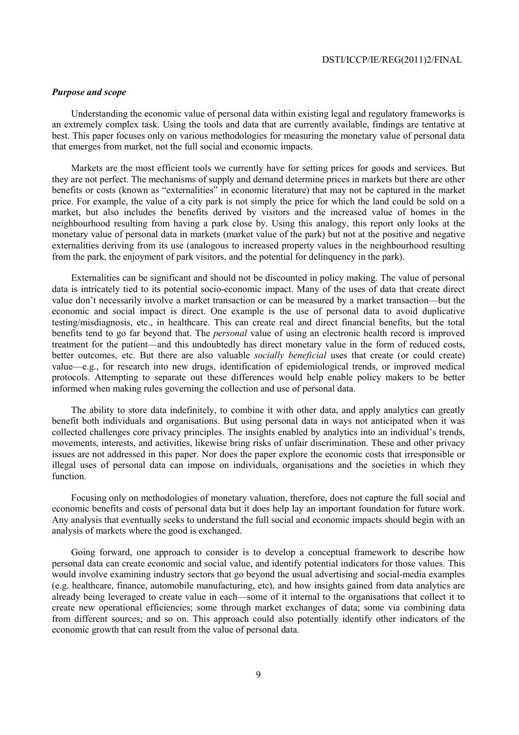### *Purpose and scope*

Understanding the economic value of personal data within existing legal and regulatory frameworks is an extremely complex task. Using the tools and data that are currently available, findings are tentative at best. This paper focuses only on various methodologies for measuring the monetary value of personal data that emerges from market, not the full social and economic impacts.

Markets are the most efficient tools we currently have for setting prices for goods and services. But they are not perfect. The mechanisms of supply and demand determine prices in markets but there are other benefits or costs (known as "externalities" in economic literature) that may not be captured in the market price. For example, the value of a city park is not simply the price for which the land could be sold on a market, but also includes the benefits derived by visitors and the increased value of homes in the neighbourhood resulting from having a park close by. Using this analogy, this report only looks at the monetary value of personal data in markets (market value of the park) but not at the positive and negative externalities deriving from its use (analogous to increased property values in the neighbourhood resulting from the park, the enjoyment of park visitors, and the potential for delinquency in the park).

Externalities can be significant and should not be discounted in policy making. The value of personal data is intricately tied to its potential socio-economic impact. Many of the uses of data that create direct value don't necessarily involve a market transaction or can be measured by a market transaction—but the economic and social impact is direct. One example is the use of personal data to avoid duplicative testing/misdiagnosis, etc., in healthcare. This can create real and direct financial benefits, but the total benefits tend to go far beyond that. The *personal* value of using an electronic health record is improved treatment for the patient—and this undoubtedly has direct monetary value in the form of reduced costs, better outcomes, etc. But there are also valuable *socially beneficial* uses that create (or could create) value—e.g., for research into new drugs, identification of epidemiological trends, or improved medical protocols. Attempting to separate out these differences would help enable policy makers to be better informed when making rules governing the collection and use of personal data.

The ability to store data indefinitely, to combine it with other data, and apply analytics can greatly benefit both individuals and organisations. But using personal data in ways not anticipated when it was collected challenges core privacy principles. The insights enabled by analytics into an individual's trends, movements, interests, and activities, likewise bring risks of unfair discrimination. These and other privacy issues are not addressed in this paper. Nor does the paper explore the economic costs that irresponsible or illegal uses of personal data can impose on individuals, organisations and the societies in which they function.

Focusing only on methodologies of monetary valuation, therefore, does not capture the full social and economic benefits and costs of personal data but it does help lay an important foundation for future work. Any analysis that eventually seeks to understand the full social and economic impacts should begin with an analysis of markets where the good is exchanged.

Going forward, one approach to consider is to develop a conceptual framework to describe how personal data can create economic and social value, and identify potential indicators for those values. This would involve examining industry sectors that go beyond the usual advertising and social-media examples (e.g. healthcare, finance, automobile manufacturing, etc), and how insights gained from data analytics are already being leveraged to create value in each—some of it internal to the organisations that collect it to create new operational efficiencies; some through market exchanges of data; some via combining data from different sources; and so on. This approach could also potentially identify other indicators of the economic growth that can result from the value of personal data.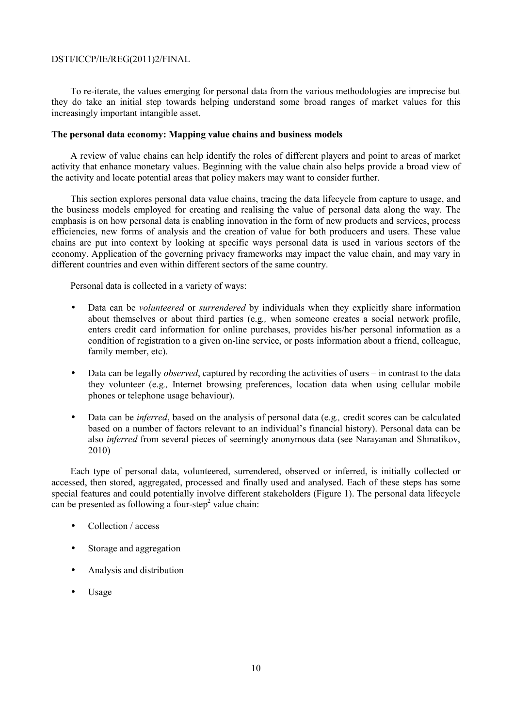To re-iterate, the values emerging for personal data from the various methodologies are imprecise but they do take an initial step towards helping understand some broad ranges of market values for this increasingly important intangible asset.

**The personal data economy: Mapping value chains and business models**

A review of value chains can help identify the roles of different players and point to areas of market activity that enhance monetary values. Beginning with the value chain also helps provide a broad view of the activity and locate potential areas that policy makers may want to consider further.

This section explores personal data value chains, tracing the data lifecycle from capture to usage, and the business models employed for creating and realising the value of personal data along the way. The emphasis is on how personal data is enabling innovation in the form of new products and services, process efficiencies, new forms of analysis and the creation of value for both producers and users. These value chains are put into context by looking at specific ways personal data is used in various sectors of the economy. Application of the governing privacy frameworks may impact the value chain, and may vary in different countries and even within different sectors of the same country.

Personal data is collected in a variety of ways:

- Data can be *volunteered* or *surrendered* by individuals when they explicitly share information about themselves or about third parties (e.g*.,* when someone creates a social network profile, enters credit card information for online purchases, provides his/her personal information as a condition of registration to a given on-line service, or posts information about a friend, colleague, family member, etc).
- Data can be legally *observed*, captured by recording the activities of users – in contrast to the data they volunteer (e.g*.,* Internet browsing preferences, location data when using cellular mobile phones or telephone usage behaviour).
- Data can be *inferred*, based on the analysis of personal data (e.g*.,* credit scores can be calculated based on a number of factors relevant to an individual's financial history). Personal data can be also *inferred* from several pieces of seemingly anonymous data (see Narayanan and Shmatikov, 2010)

Each type of personal data, volunteered, surrendered, observed or inferred, is initially collected or accessed, then stored, aggregated, processed and finally used and analysed. Each of these steps has some special features and could potentially involve different stakeholders (Figure 1). The personal data lifecycle can be presented as following a four-step[2] value chain:

- Collection / access
- Storage and aggregation
- Analysis and distribution
- Usage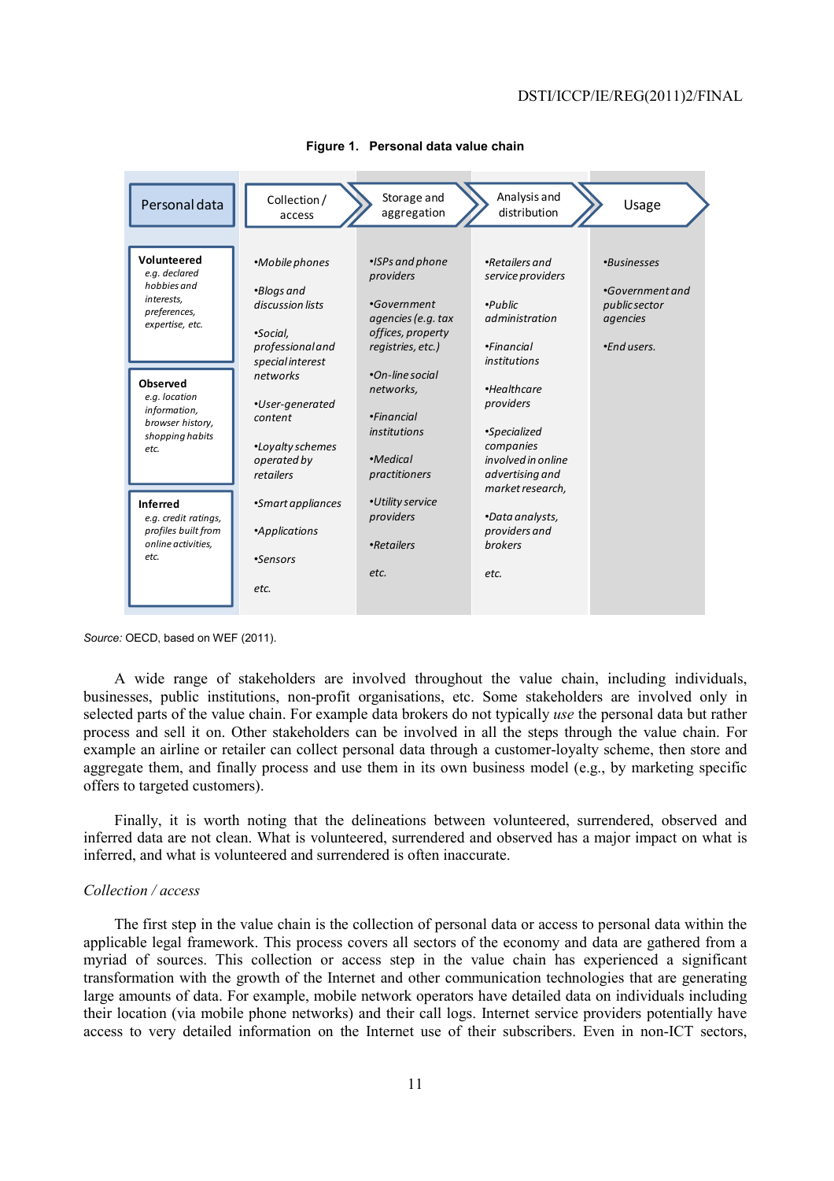**Figure 1. Personal data value chain**

| Personal data | Collection / access | Storage and aggregation | Analysis and distribution | Usage |
|---|---|---|---|---|
| **Volunteered** e.g. declared hobbies and interests, preferences, expertise, etc. **Observed** e.g. location information, browser history, shopping habits etc. **Inferred** e.g. credit ratings, profiles built from online activities, etc. | •Mobile phones •Blogs and discussion lists •Social, professional and special interest networks •User-generated content •Loyalty schemes operated by retailers •Smart appliances •Applications •Sensors etc. | •ISPs and phone providers •Government agencies (e.g. tax offices, property registries, etc.) •On-line social networks, •Financial institutions •Medical practitioners •Utility service providers •Retailers etc. | •Retailers and service providers •Public administration •Financial institutions •Healthcare providers •Specialized companies involved in online advertising and market research, •Data analysts, providers and brokers etc. | •Businesses •Government and public sector agencies •End users. |

*Source:* OECD, based on WEF (2011).

A wide range of stakeholders are involved throughout the value chain, including individuals, businesses, public institutions, non-profit organisations, etc. Some stakeholders are involved only in selected parts of the value chain. For example data brokers do not typically *use* the personal data but rather process and sell it on. Other stakeholders can be involved in all the steps through the value chain. For example an airline or retailer can collect personal data through a customer-loyalty scheme, then store and aggregate them, and finally process and use them in its own business model (e.g., by marketing specific offers to targeted customers).

Finally, it is worth noting that the delineations between volunteered, surrendered, observed and inferred data are not clean. What is volunteered, surrendered and observed has a major impact on what is inferred, and what is volunteered and surrendered is often inaccurate.

*Collection / access*

The first step in the value chain is the collection of personal data or access to personal data within the applicable legal framework. This process covers all sectors of the economy and data are gathered from a myriad of sources. This collection or access step in the value chain has experienced a significant transformation with the growth of the Internet and other communication technologies that are generating large amounts of data. For example, mobile network operators have detailed data on individuals including their location (via mobile phone networks) and their call logs. Internet service providers potentially have access to very detailed information on the Internet use of their subscribers. Even in non-ICT sectors,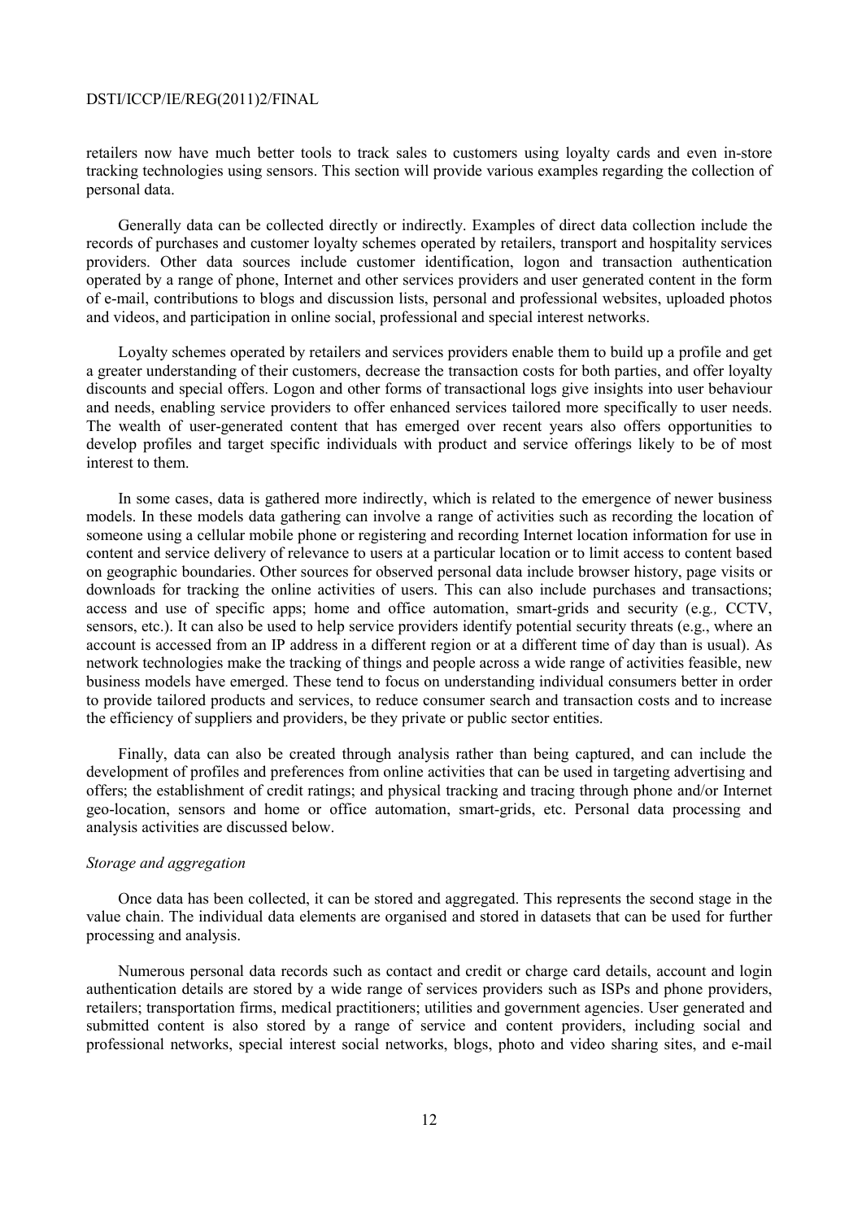retailers now have much better tools to track sales to customers using loyalty cards and even in-store tracking technologies using sensors. This section will provide various examples regarding the collection of personal data.

Generally data can be collected directly or indirectly. Examples of direct data collection include the records of purchases and customer loyalty schemes operated by retailers, transport and hospitality services providers. Other data sources include customer identification, logon and transaction authentication operated by a range of phone, Internet and other services providers and user generated content in the form of e-mail, contributions to blogs and discussion lists, personal and professional websites, uploaded photos and videos, and participation in online social, professional and special interest networks.

Loyalty schemes operated by retailers and services providers enable them to build up a profile and get a greater understanding of their customers, decrease the transaction costs for both parties, and offer loyalty discounts and special offers. Logon and other forms of transactional logs give insights into user behaviour and needs, enabling service providers to offer enhanced services tailored more specifically to user needs. The wealth of user-generated content that has emerged over recent years also offers opportunities to develop profiles and target specific individuals with product and service offerings likely to be of most interest to them.

In some cases, data is gathered more indirectly, which is related to the emergence of newer business models. In these models data gathering can involve a range of activities such as recording the location of someone using a cellular mobile phone or registering and recording Internet location information for use in content and service delivery of relevance to users at a particular location or to limit access to content based on geographic boundaries. Other sources for observed personal data include browser history, page visits or downloads for tracking the online activities of users. This can also include purchases and transactions; access and use of specific apps; home and office automation, smart-grids and security (e.g*.,* CCTV, sensors, etc.). It can also be used to help service providers identify potential security threats (e.g., where an account is accessed from an IP address in a different region or at a different time of day than is usual). As network technologies make the tracking of things and people across a wide range of activities feasible, new business models have emerged. These tend to focus on understanding individual consumers better in order to provide tailored products and services, to reduce consumer search and transaction costs and to increase the efficiency of suppliers and providers, be they private or public sector entities.

Finally, data can also be created through analysis rather than being captured, and can include the development of profiles and preferences from online activities that can be used in targeting advertising and offers; the establishment of credit ratings; and physical tracking and tracing through phone and/or Internet geo-location, sensors and home or office automation, smart-grids, etc. Personal data processing and analysis activities are discussed below.

*Storage and aggregation*

Once data has been collected, it can be stored and aggregated. This represents the second stage in the value chain. The individual data elements are organised and stored in datasets that can be used for further processing and analysis.

Numerous personal data records such as contact and credit or charge card details, account and login authentication details are stored by a wide range of services providers such as ISPs and phone providers, retailers; transportation firms, medical practitioners; utilities and government agencies. User generated and submitted content is also stored by a range of service and content providers, including social and professional networks, special interest social networks, blogs, photo and video sharing sites, and e-mail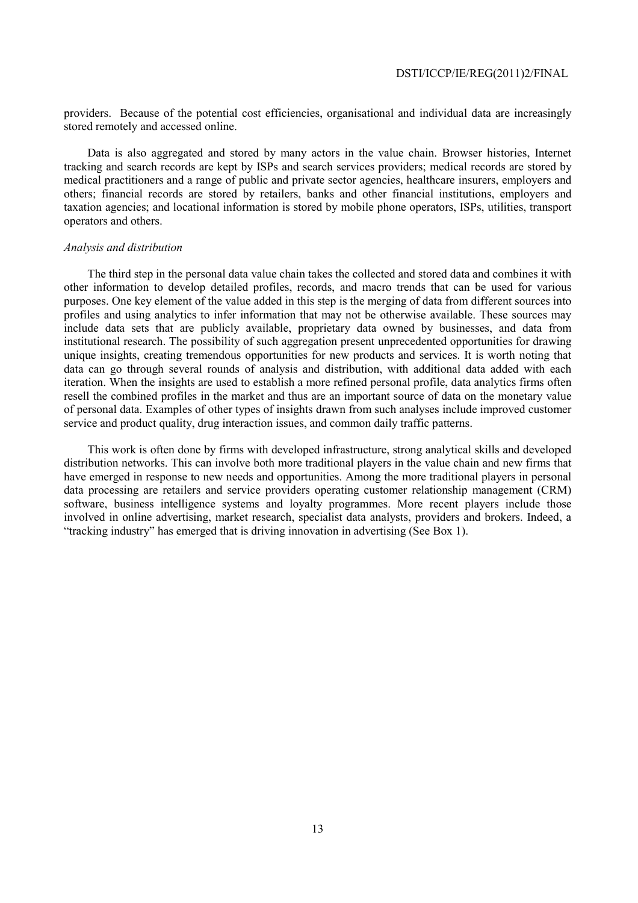providers. Because of the potential cost efficiencies, organisational and individual data are increasingly stored remotely and accessed online.

Data is also aggregated and stored by many actors in the value chain. Browser histories, Internet tracking and search records are kept by ISPs and search services providers; medical records are stored by medical practitioners and a range of public and private sector agencies, healthcare insurers, employers and others; financial records are stored by retailers, banks and other financial institutions, employers and taxation agencies; and locational information is stored by mobile phone operators, ISPs, utilities, transport operators and others.

*Analysis and distribution*

The third step in the personal data value chain takes the collected and stored data and combines it with other information to develop detailed profiles, records, and macro trends that can be used for various purposes. One key element of the value added in this step is the merging of data from different sources into profiles and using analytics to infer information that may not be otherwise available. These sources may include data sets that are publicly available, proprietary data owned by businesses, and data from institutional research. The possibility of such aggregation present unprecedented opportunities for drawing unique insights, creating tremendous opportunities for new products and services. It is worth noting that data can go through several rounds of analysis and distribution, with additional data added with each iteration. When the insights are used to establish a more refined personal profile, data analytics firms often resell the combined profiles in the market and thus are an important source of data on the monetary value of personal data. Examples of other types of insights drawn from such analyses include improved customer service and product quality, drug interaction issues, and common daily traffic patterns.

This work is often done by firms with developed infrastructure, strong analytical skills and developed distribution networks. This can involve both more traditional players in the value chain and new firms that have emerged in response to new needs and opportunities. Among the more traditional players in personal data processing are retailers and service providers operating customer relationship management (CRM) software, business intelligence systems and loyalty programmes. More recent players include those involved in online advertising, market research, specialist data analysts, providers and brokers. Indeed, a "tracking industry" has emerged that is driving innovation in advertising (See Box 1).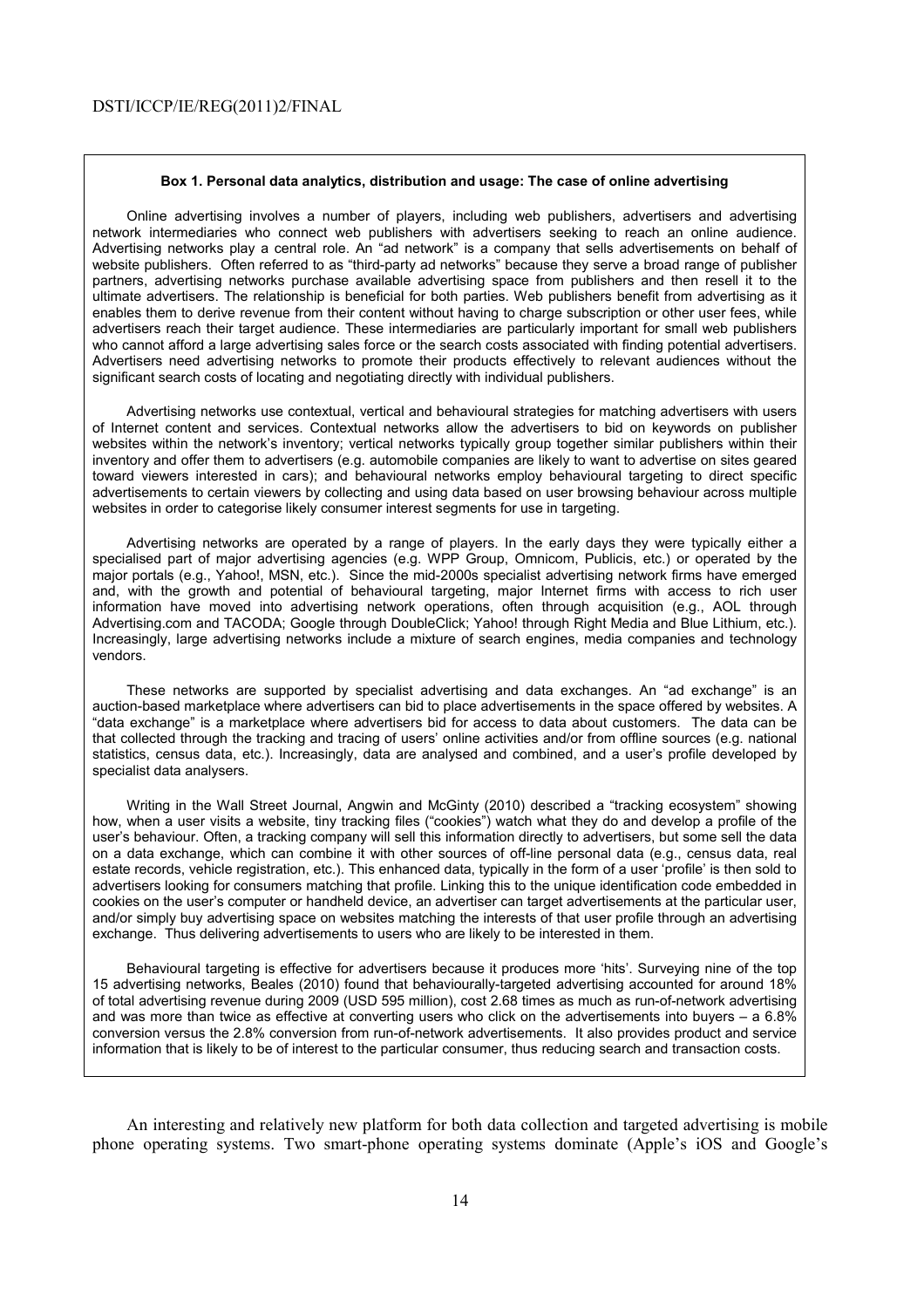**Box 1. Personal data analytics, distribution and usage: The case of online advertising**

Online advertising involves a number of players, including web publishers, advertisers and advertising network intermediaries who connect web publishers with advertisers seeking to reach an online audience. Advertising networks play a central role. An "ad network" is a company that sells advertisements on behalf of website publishers. Often referred to as "third-party ad networks" because they serve a broad range of publisher partners, advertising networks purchase available advertising space from publishers and then resell it to the ultimate advertisers. The relationship is beneficial for both parties. Web publishers benefit from advertising as it enables them to derive revenue from their content without having to charge subscription or other user fees, while advertisers reach their target audience. These intermediaries are particularly important for small web publishers who cannot afford a large advertising sales force or the search costs associated with finding potential advertisers. Advertisers need advertising networks to promote their products effectively to relevant audiences without the significant search costs of locating and negotiating directly with individual publishers.

Advertising networks use contextual, vertical and behavioural strategies for matching advertisers with users of Internet content and services. Contextual networks allow the advertisers to bid on keywords on publisher websites within the network's inventory; vertical networks typically group together similar publishers within their inventory and offer them to advertisers (e.g. automobile companies are likely to want to advertise on sites geared toward viewers interested in cars); and behavioural networks employ behavioural targeting to direct specific advertisements to certain viewers by collecting and using data based on user browsing behaviour across multiple websites in order to categorise likely consumer interest segments for use in targeting.

Advertising networks are operated by a range of players. In the early days they were typically either a specialised part of major advertising agencies (e.g. WPP Group, Omnicom, Publicis, etc.) or operated by the major portals (e.g., Yahoo!, MSN, etc.). Since the mid-2000s specialist advertising network firms have emerged and, with the growth and potential of behavioural targeting, major Internet firms with access to rich user information have moved into advertising network operations, often through acquisition (e.g., AOL through Advertising.com and TACODA; Google through DoubleClick; Yahoo! through Right Media and Blue Lithium, etc.). Increasingly, large advertising networks include a mixture of search engines, media companies and technology vendors.

These networks are supported by specialist advertising and data exchanges. An "ad exchange" is an auction-based marketplace where advertisers can bid to place advertisements in the space offered by websites. A "data exchange" is a marketplace where advertisers bid for access to data about customers. The data can be that collected through the tracking and tracing of users' online activities and/or from offline sources (e.g. national statistics, census data, etc.). Increasingly, data are analysed and combined, and a user's profile developed by specialist data analysers.

Writing in the Wall Street Journal, Angwin and McGinty (2010) described a "tracking ecosystem" showing how, when a user visits a website, tiny tracking files ("cookies") watch what they do and develop a profile of the user's behaviour. Often, a tracking company will sell this information directly to advertisers, but some sell the data on a data exchange, which can combine it with other sources of off-line personal data (e.g., census data, real estate records, vehicle registration, etc.). This enhanced data, typically in the form of a user 'profile' is then sold to advertisers looking for consumers matching that profile. Linking this to the unique identification code embedded in cookies on the user's computer or handheld device, an advertiser can target advertisements at the particular user, and/or simply buy advertising space on websites matching the interests of that user profile through an advertising exchange. Thus delivering advertisements to users who are likely to be interested in them.

Behavioural targeting is effective for advertisers because it produces more 'hits'. Surveying nine of the top 15 advertising networks, Beales (2010) found that behaviourally-targeted advertising accounted for around 18% of total advertising revenue during 2009 (USD 595 million), cost 2.68 times as much as run-of-network advertising and was more than twice as effective at converting users who click on the advertisements into buyers – a 6.8% conversion versus the 2.8% conversion from run-of-network advertisements. It also provides product and service information that is likely to be of interest to the particular consumer, thus reducing search and transaction costs.

An interesting and relatively new platform for both data collection and targeted advertising is mobile phone operating systems. Two smart-phone operating systems dominate (Apple's iOS and Google's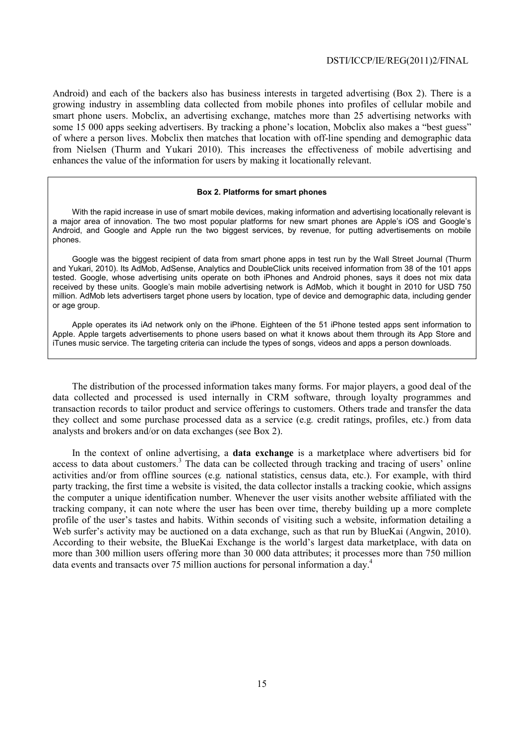Android) and each of the backers also has business interests in targeted advertising (Box 2). There is a growing industry in assembling data collected from mobile phones into profiles of cellular mobile and smart phone users. Mobclix, an advertising exchange, matches more than 25 advertising networks with some 15 000 apps seeking advertisers. By tracking a phone's location, Mobclix also makes a "best guess" of where a person lives. Mobclix then matches that location with off-line spending and demographic data from Nielsen (Thurm and Yukari 2010). This increases the effectiveness of mobile advertising and enhances the value of the information for users by making it locationally relevant.

> **Box 2. Platforms for smart phones**
>
> With the rapid increase in use of smart mobile devices, making information and advertising locationally relevant is a major area of innovation. The two most popular platforms for new smart phones are Apple's iOS and Google's Android, and Google and Apple run the two biggest services, by revenue, for putting advertisements on mobile phones.
>
> Google was the biggest recipient of data from smart phone apps in test run by the Wall Street Journal (Thurm and Yukari, 2010). Its AdMob, AdSense, Analytics and DoubleClick units received information from 38 of the 101 apps tested. Google, whose advertising units operate on both iPhones and Android phones, says it does not mix data received by these units. Google's main mobile advertising network is AdMob, which it bought in 2010 for USD 750 million. AdMob lets advertisers target phone users by location, type of device and demographic data, including gender or age group.
>
> Apple operates its iAd network only on the iPhone. Eighteen of the 51 iPhone tested apps sent information to Apple. Apple targets advertisements to phone users based on what it knows about them through its App Store and iTunes music service. The targeting criteria can include the types of songs, videos and apps a person downloads.

The distribution of the processed information takes many forms. For major players, a good deal of the data collected and processed is used internally in CRM software, through loyalty programmes and transaction records to tailor product and service offerings to customers. Others trade and transfer the data they collect and some purchase processed data as a service (*e.g.* credit ratings, profiles, etc.) from data analysts and brokers and/or on data exchanges (see Box 2).

In the context of online advertising, a **data exchange** is a marketplace where advertisers bid for access to data about customers.[3] The data can be collected through tracking and tracing of users' online activities and/or from offline sources (*e.g.* national statistics, census data, etc.). For example, with third party tracking, the first time a website is visited, the data collector installs a tracking cookie, which assigns the computer a unique identification number. Whenever the user visits another website affiliated with the tracking company, it can note where the user has been over time, thereby building up a more complete profile of the user's tastes and habits. Within seconds of visiting such a website, information detailing a Web surfer's activity may be auctioned on a data exchange, such as that run by BlueKai (Angwin, 2010). According to their website, the BlueKai Exchange is the world's largest data marketplace, with data on more than 300 million users offering more than 30 000 data attributes; it processes more than 750 million data events and transacts over 75 million auctions for personal information a day.[4]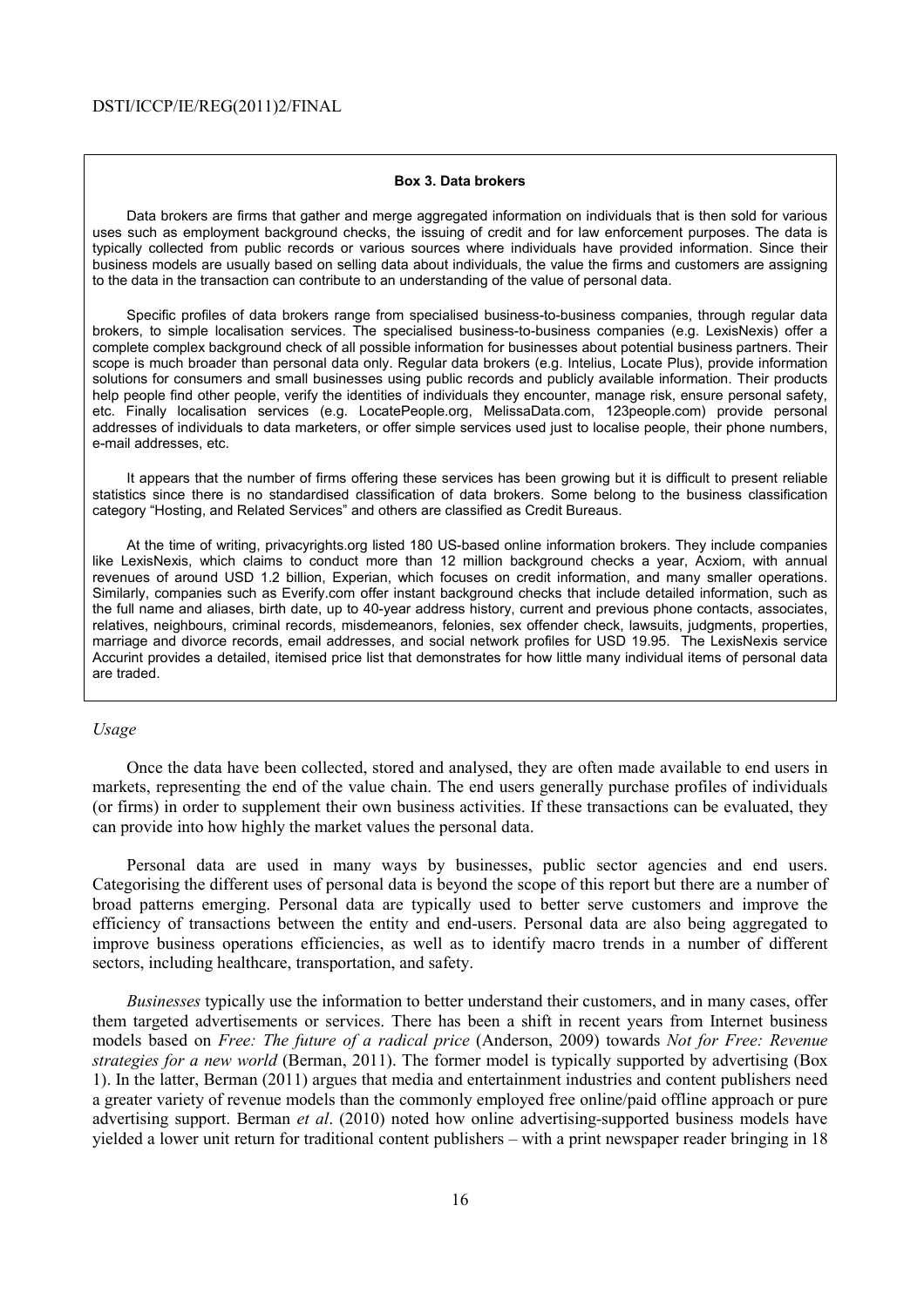**Box 3. Data brokers**

Data brokers are firms that gather and merge aggregated information on individuals that is then sold for various uses such as employment background checks, the issuing of credit and for law enforcement purposes. The data is typically collected from public records or various sources where individuals have provided information. Since their business models are usually based on selling data about individuals, the value the firms and customers are assigning to the data in the transaction can contribute to an understanding of the value of personal data.

Specific profiles of data brokers range from specialised business-to-business companies, through regular data brokers, to simple localisation services. The specialised business-to-business companies (e.g. LexisNexis) offer a complete complex background check of all possible information for businesses about potential business partners. Their scope is much broader than personal data only. Regular data brokers (e.g. Intelius, Locate Plus), provide information solutions for consumers and small businesses using public records and publicly available information. Their products help people find other people, verify the identities of individuals they encounter, manage risk, ensure personal safety, etc. Finally localisation services (e.g. LocatePeople.org, MelissaData.com, 123people.com) provide personal addresses of individuals to data marketers, or offer simple services used just to localise people, their phone numbers, e-mail addresses, etc.

It appears that the number of firms offering these services has been growing but it is difficult to present reliable statistics since there is no standardised classification of data brokers. Some belong to the business classification category "Hosting, and Related Services" and others are classified as Credit Bureaus.

At the time of writing, privacyrights.org listed 180 US-based online information brokers. They include companies like LexisNexis, which claims to conduct more than 12 million background checks a year, Acxiom, with annual revenues of around USD 1.2 billion, Experian, which focuses on credit information, and many smaller operations. Similarly, companies such as Everify.com offer instant background checks that include detailed information, such as the full name and aliases, birth date, up to 40-year address history, current and previous phone contacts, associates, relatives, neighbours, criminal records, misdemeanors, felonies, sex offender check, lawsuits, judgments, properties, marriage and divorce records, email addresses, and social network profiles for USD 19.95. The LexisNexis service Accurint provides a detailed, itemised price list that demonstrates for how little many individual items of personal data are traded.

*Usage*

Once the data have been collected, stored and analysed, they are often made available to end users in markets, representing the end of the value chain. The end users generally purchase profiles of individuals (or firms) in order to supplement their own business activities. If these transactions can be evaluated, they can provide into how highly the market values the personal data.

Personal data are used in many ways by businesses, public sector agencies and end users. Categorising the different uses of personal data is beyond the scope of this report but there are a number of broad patterns emerging. Personal data are typically used to better serve customers and improve the efficiency of transactions between the entity and end-users. Personal data are also being aggregated to improve business operations efficiencies, as well as to identify macro trends in a number of different sectors, including healthcare, transportation, and safety.

*Businesses* typically use the information to better understand their customers, and in many cases, offer them targeted advertisements or services. There has been a shift in recent years from Internet business models based on *Free: The future of a radical price* (Anderson, 2009) towards *Not for Free: Revenue strategies for a new world* (Berman, 2011). The former model is typically supported by advertising (Box 1). In the latter, Berman (2011) argues that media and entertainment industries and content publishers need a greater variety of revenue models than the commonly employed free online/paid offline approach or pure advertising support. Berman *et al*. (2010) noted how online advertising-supported business models have yielded a lower unit return for traditional content publishers – with a print newspaper reader bringing in 18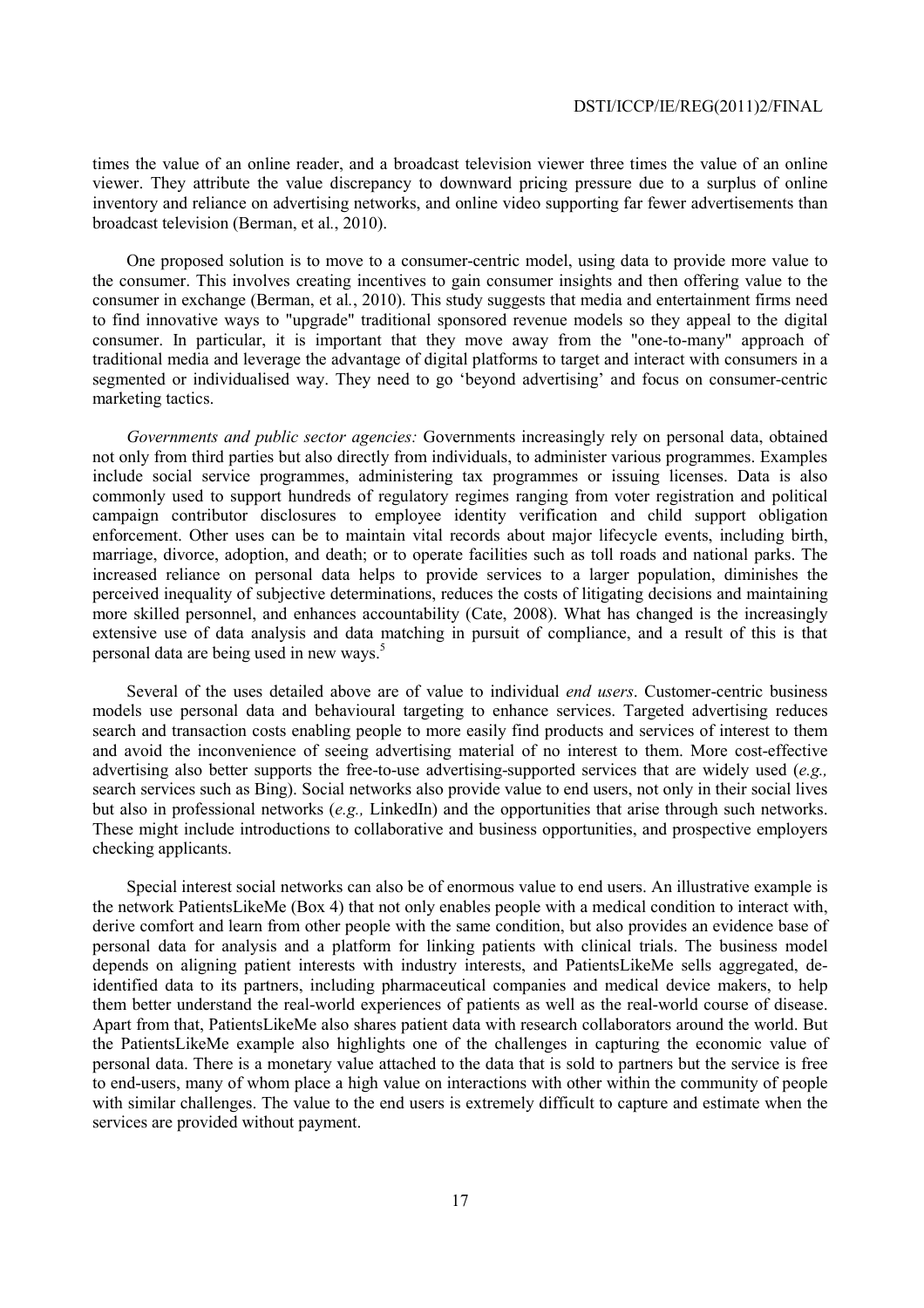times the value of an online reader, and a broadcast television viewer three times the value of an online viewer. They attribute the value discrepancy to downward pricing pressure due to a surplus of online inventory and reliance on advertising networks, and online video supporting far fewer advertisements than broadcast television (Berman, et al., 2010).

One proposed solution is to move to a consumer-centric model, using data to provide more value to the consumer. This involves creating incentives to gain consumer insights and then offering value to the consumer in exchange (Berman, et al., 2010). This study suggests that media and entertainment firms need to find innovative ways to "upgrade" traditional sponsored revenue models so they appeal to the digital consumer. In particular, it is important that they move away from the "one-to-many" approach of traditional media and leverage the advantage of digital platforms to target and interact with consumers in a segmented or individualised way. They need to go 'beyond advertising' and focus on consumer-centric marketing tactics.

*Governments and public sector agencies:* Governments increasingly rely on personal data, obtained not only from third parties but also directly from individuals, to administer various programmes. Examples include social service programmes, administering tax programmes or issuing licenses. Data is also commonly used to support hundreds of regulatory regimes ranging from voter registration and political campaign contributor disclosures to employee identity verification and child support obligation enforcement. Other uses can be to maintain vital records about major lifecycle events, including birth, marriage, divorce, adoption, and death; or to operate facilities such as toll roads and national parks. The increased reliance on personal data helps to provide services to a larger population, diminishes the perceived inequality of subjective determinations, reduces the costs of litigating decisions and maintaining more skilled personnel, and enhances accountability (Cate, 2008). What has changed is the increasingly extensive use of data analysis and data matching in pursuit of compliance, and a result of this is that personal data are being used in new ways.[5]

Several of the uses detailed above are of value to individual *end users*. Customer-centric business models use personal data and behavioural targeting to enhance services. Targeted advertising reduces search and transaction costs enabling people to more easily find products and services of interest to them and avoid the inconvenience of seeing advertising material of no interest to them. More cost-effective advertising also better supports the free-to-use advertising-supported services that are widely used (*e.g.,* search services such as Bing). Social networks also provide value to end users, not only in their social lives but also in professional networks (*e.g.,* LinkedIn) and the opportunities that arise through such networks. These might include introductions to collaborative and business opportunities, and prospective employers checking applicants.

Special interest social networks can also be of enormous value to end users. An illustrative example is the network PatientsLikeMe (Box 4) that not only enables people with a medical condition to interact with, derive comfort and learn from other people with the same condition, but also provides an evidence base of personal data for analysis and a platform for linking patients with clinical trials. The business model depends on aligning patient interests with industry interests, and PatientsLikeMe sells aggregated, de-identified data to its partners, including pharmaceutical companies and medical device makers, to help them better understand the real-world experiences of patients as well as the real-world course of disease. Apart from that, PatientsLikeMe also shares patient data with research collaborators around the world. But the PatientsLikeMe example also highlights one of the challenges in capturing the economic value of personal data. There is a monetary value attached to the data that is sold to partners but the service is free to end-users, many of whom place a high value on interactions with other within the community of people with similar challenges. The value to the end users is extremely difficult to capture and estimate when the services are provided without payment.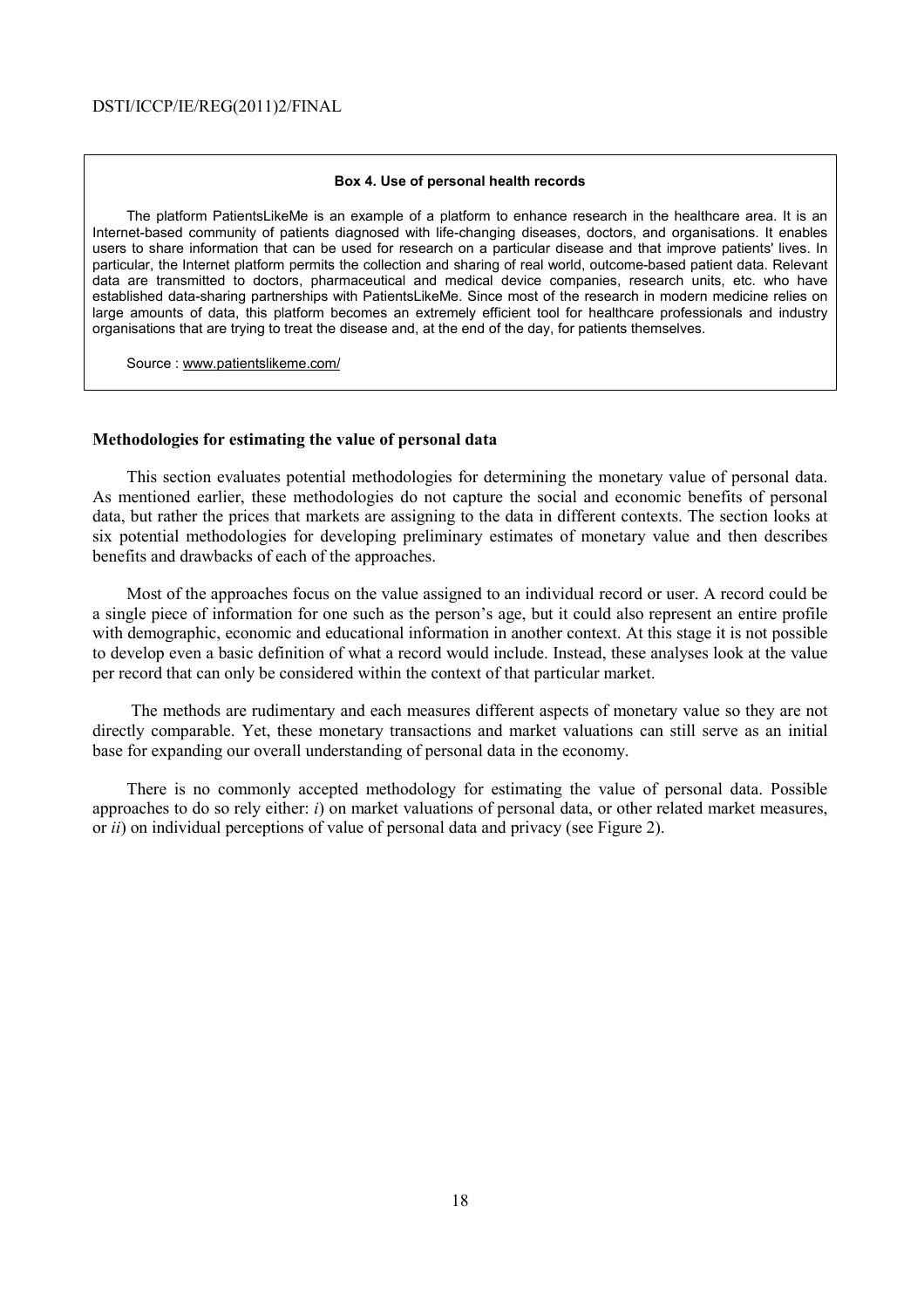**Box 4. Use of personal health records**

The platform PatientsLikeMe is an example of a platform to enhance research in the healthcare area. It is an Internet-based community of patients diagnosed with life-changing diseases, doctors, and organisations. It enables users to share information that can be used for research on a particular disease and that improve patients' lives. In particular, the Internet platform permits the collection and sharing of real world, outcome-based patient data. Relevant data are transmitted to doctors, pharmaceutical and medical device companies, research units, etc. who have established data-sharing partnerships with PatientsLikeMe. Since most of the research in modern medicine relies on large amounts of data, this platform becomes an extremely efficient tool for healthcare professionals and industry organisations that are trying to treat the disease and, at the end of the day, for patients themselves.

Source : www.patientslikeme.com/

### Methodologies for estimating the value of personal data

This section evaluates potential methodologies for determining the monetary value of personal data. As mentioned earlier, these methodologies do not capture the social and economic benefits of personal data, but rather the prices that markets are assigning to the data in different contexts. The section looks at six potential methodologies for developing preliminary estimates of monetary value and then describes benefits and drawbacks of each of the approaches.

Most of the approaches focus on the value assigned to an individual record or user. A record could be a single piece of information for one such as the person's age, but it could also represent an entire profile with demographic, economic and educational information in another context. At this stage it is not possible to develop even a basic definition of what a record would include. Instead, these analyses look at the value per record that can only be considered within the context of that particular market.

The methods are rudimentary and each measures different aspects of monetary value so they are not directly comparable. Yet, these monetary transactions and market valuations can still serve as an initial base for expanding our overall understanding of personal data in the economy.

There is no commonly accepted methodology for estimating the value of personal data. Possible approaches to do so rely either: *i*) on market valuations of personal data, or other related market measures, or *ii*) on individual perceptions of value of personal data and privacy (see Figure 2).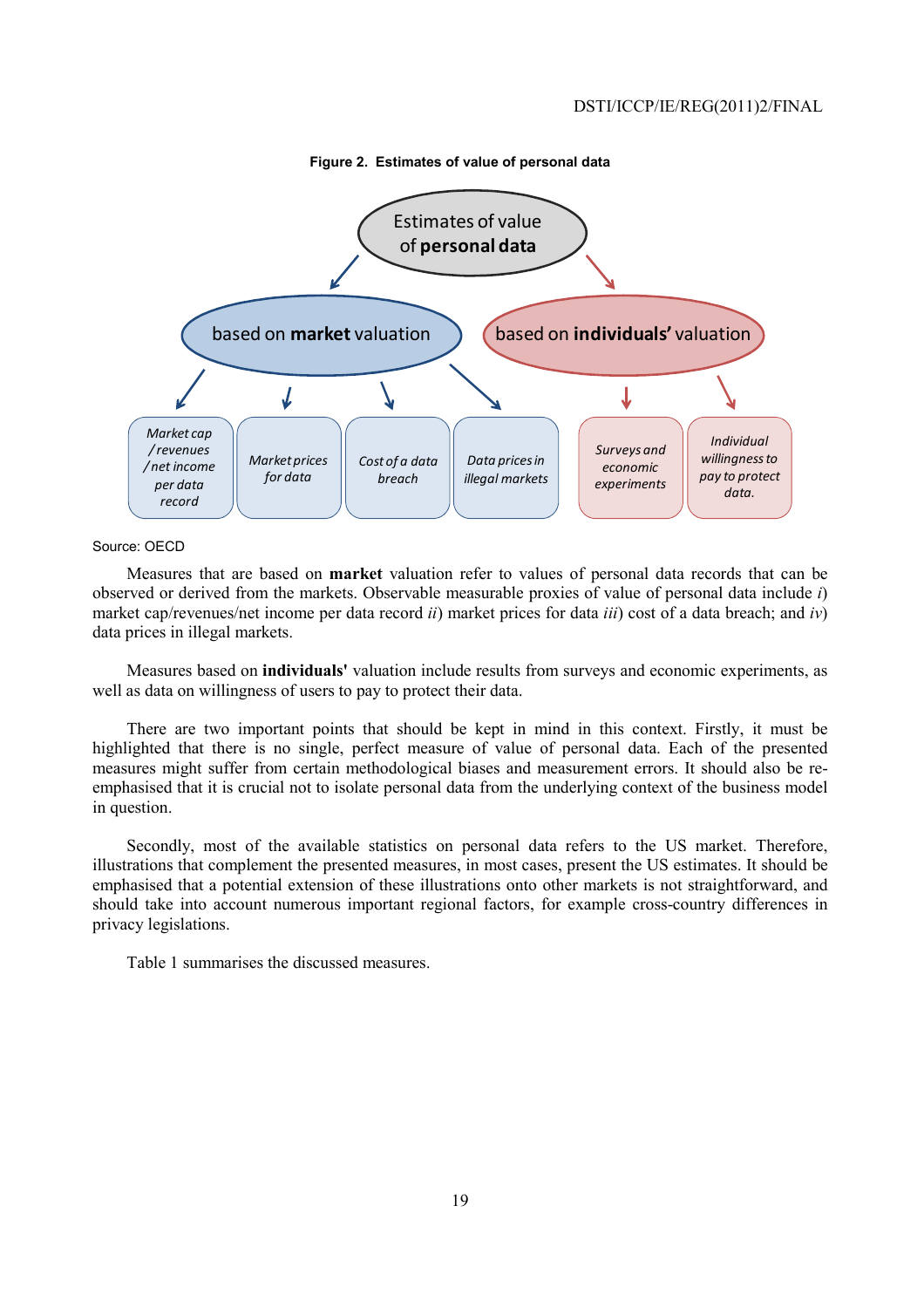**Figure 2. Estimates of value of personal data**

Source: OECD

Measures that are based on **market** valuation refer to values of personal data records that can be observed or derived from the markets. Observable measurable proxies of value of personal data include *i*) market cap/revenues/net income per data record *ii*) market prices for data *iii*) cost of a data breach; and *iv*) data prices in illegal markets.

Measures based on **individuals'** valuation include results from surveys and economic experiments, as well as data on willingness of users to pay to protect their data.

There are two important points that should be kept in mind in this context. Firstly, it must be highlighted that there is no single, perfect measure of value of personal data. Each of the presented measures might suffer from certain methodological biases and measurement errors. It should also be re-emphasised that it is crucial not to isolate personal data from the underlying context of the business model in question.

Secondly, most of the available statistics on personal data refers to the US market. Therefore, illustrations that complement the presented measures, in most cases, present the US estimates. It should be emphasised that a potential extension of these illustrations onto other markets is not straightforward, and should take into account numerous important regional factors, for example cross-country differences in privacy legislations.

Table 1 summarises the discussed measures.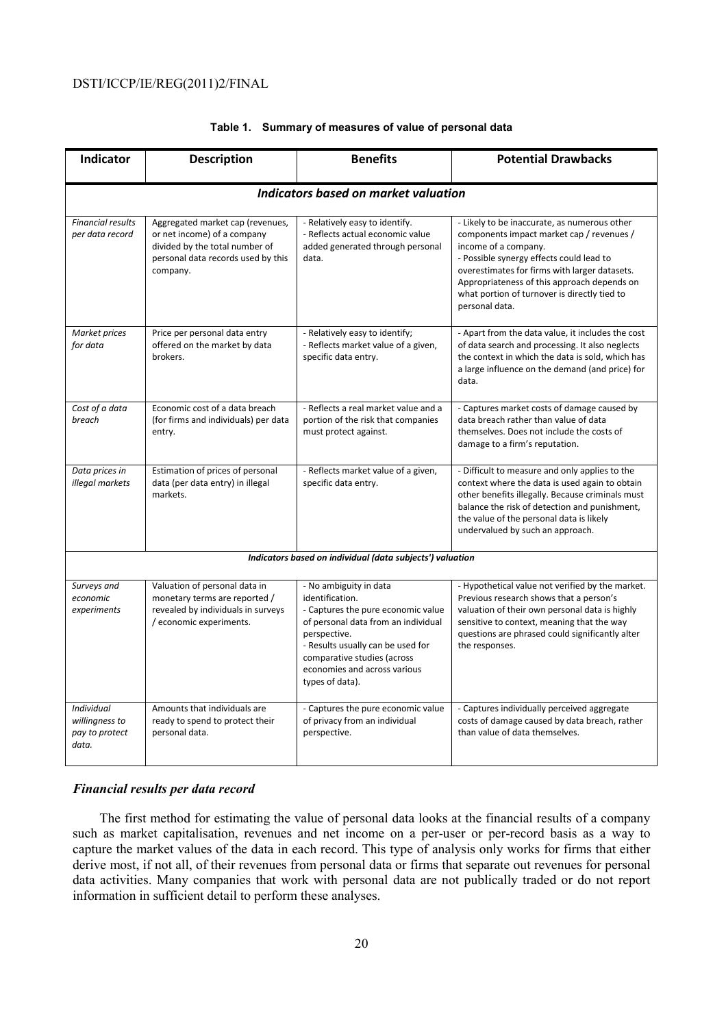**Table 1. Summary of measures of value of personal data**

| Indicator | Description | Benefits | Potential Drawbacks |
|---|---|---|---|
| ***Indicators based on market valuation*** | | | |
| *Financial results per data record* | Aggregated market cap (revenues, or net income) of a company divided by the total number of personal data records used by this company. | - Relatively easy to identify.<br>- Reflects actual economic value added generated through personal data. | - Likely to be inaccurate, as numerous other components impact market cap / revenues / income of a company.<br>- Possible synergy effects could lead to overestimates for firms with larger datasets. Appropriateness of this approach depends on what portion of turnover is directly tied to personal data. |
| *Market prices for data* | Price per personal data entry offered on the market by data brokers. | - Relatively easy to identify;<br>- Reflects market value of a given, specific data entry. | - Apart from the data value, it includes the cost of data search and processing. It also neglects the context in which the data is sold, which has a large influence on the demand (and price) for data. |
| *Cost of a data breach* | Economic cost of a data breach (for firms and individuals) per data entry. | - Reflects a real market value and a portion of the risk that companies must protect against. | - Captures market costs of damage caused by data breach rather than value of data themselves. Does not include the costs of damage to a firm's reputation. |
| *Data prices in illegal markets* | Estimation of prices of personal data (per data entry) in illegal markets. | - Reflects market value of a given, specific data entry. | - Difficult to measure and only applies to the context where the data is used again to obtain other benefits illegally. Because criminals must balance the risk of detection and punishment, the value of the personal data is likely undervalued by such an approach. |
| ***Indicators based on individual (data subjects') valuation*** | | | |
| *Surveys and economic experiments* | Valuation of personal data in monetary terms are reported / revealed by individuals in surveys / economic experiments. | - No ambiguity in data identification.<br>- Captures the pure economic value of personal data from an individual perspective.<br>- Results usually can be used for comparative studies (across economies and across various types of data). | - Hypothetical value not verified by the market. Previous research shows that a person's valuation of their own personal data is highly sensitive to context, meaning that the way questions are phrased could significantly alter the responses. |
| *Individual willingness to pay to protect data.* | Amounts that individuals are ready to spend to protect their personal data. | - Captures the pure economic value of privacy from an individual perspective. | - Captures individually perceived aggregate costs of damage caused by data breach, rather than value of data themselves. |

### *Financial results per data record*

The first method for estimating the value of personal data looks at the financial results of a company such as market capitalisation, revenues and net income on a per-user or per-record basis as a way to capture the market values of the data in each record. This type of analysis only works for firms that either derive most, if not all, of their revenues from personal data or firms that separate out revenues for personal data activities. Many companies that work with personal data are not publically traded or do not report information in sufficient detail to perform these analyses.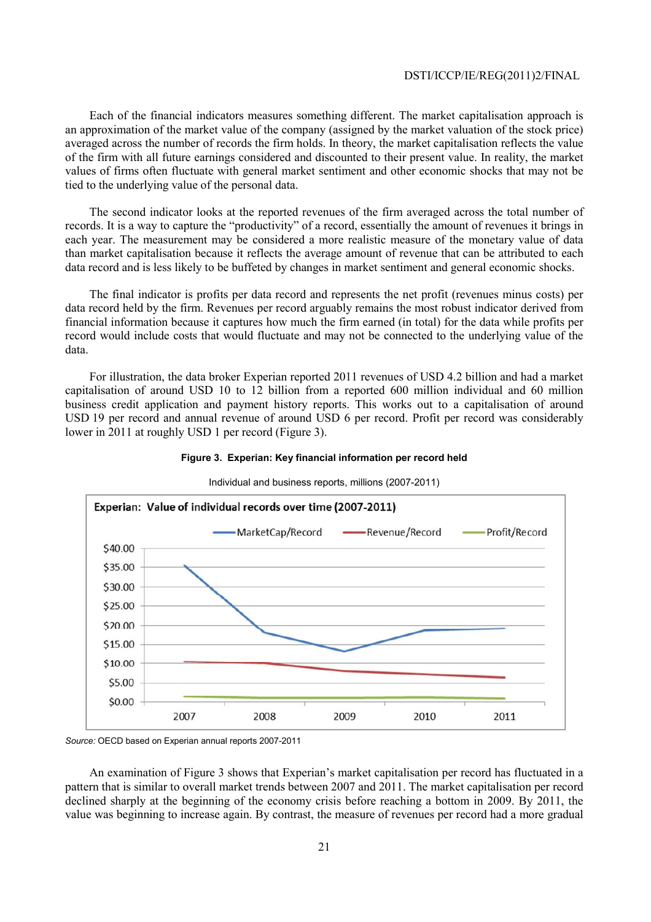Each of the financial indicators measures something different. The market capitalisation approach is an approximation of the market value of the company (assigned by the market valuation of the stock price) averaged across the number of records the firm holds. In theory, the market capitalisation reflects the value of the firm with all future earnings considered and discounted to their present value. In reality, the market values of firms often fluctuate with general market sentiment and other economic shocks that may not be tied to the underlying value of the personal data.

The second indicator looks at the reported revenues of the firm averaged across the total number of records. It is a way to capture the "productivity" of a record, essentially the amount of revenues it brings in each year. The measurement may be considered a more realistic measure of the monetary value of data than market capitalisation because it reflects the average amount of revenue that can be attributed to each data record and is less likely to be buffeted by changes in market sentiment and general economic shocks.

The final indicator is profits per data record and represents the net profit (revenues minus costs) per data record held by the firm. Revenues per record arguably remains the most robust indicator derived from financial information because it captures how much the firm earned (in total) for the data while profits per record would include costs that would fluctuate and may not be connected to the underlying value of the data.

For illustration, the data broker Experian reported 2011 revenues of USD 4.2 billion and had a market capitalisation of around USD 10 to 12 billion from a reported 600 million individual and 60 million business credit application and payment history reports. This works out to a capitalisation of around USD 19 per record and annual revenue of around USD 6 per record. Profit per record was considerably lower in 2011 at roughly USD 1 per record (Figure 3).

**Figure 3. Experian: Key financial information per record held**

Individual and business reports, millions (2007-2011)

*Source:* OECD based on Experian annual reports 2007-2011

An examination of Figure 3 shows that Experian's market capitalisation per record has fluctuated in a pattern that is similar to overall market trends between 2007 and 2011. The market capitalisation per record declined sharply at the beginning of the economy crisis before reaching a bottom in 2009. By 2011, the value was beginning to increase again. By contrast, the measure of revenues per record had a more gradual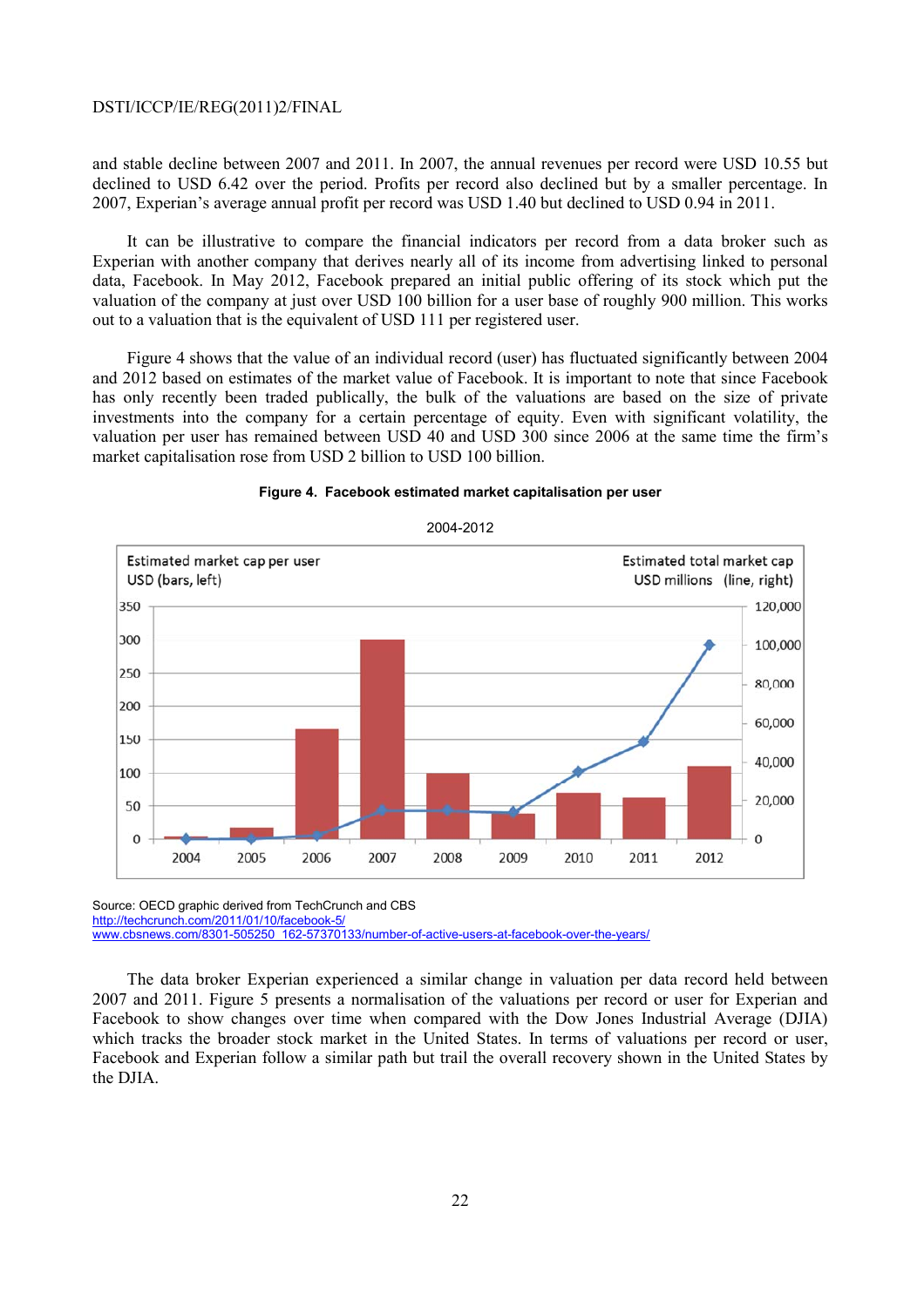and stable decline between 2007 and 2011. In 2007, the annual revenues per record were USD 10.55 but declined to USD 6.42 over the period. Profits per record also declined but by a smaller percentage. In 2007, Experian's average annual profit per record was USD 1.40 but declined to USD 0.94 in 2011.

It can be illustrative to compare the financial indicators per record from a data broker such as Experian with another company that derives nearly all of its income from advertising linked to personal data, Facebook. In May 2012, Facebook prepared an initial public offering of its stock which put the valuation of the company at just over USD 100 billion for a user base of roughly 900 million. This works out to a valuation that is the equivalent of USD 111 per registered user.

Figure 4 shows that the value of an individual record (user) has fluctuated significantly between 2004 and 2012 based on estimates of the market value of Facebook. It is important to note that since Facebook has only recently been traded publicly, the bulk of the valuations are based on the size of private investments into the company for a certain percentage of equity. Even with significant volatility, the valuation per user has remained between USD 40 and USD 300 since 2006 at the same time the firm's market capitalisation rose from USD 2 billion to USD 100 billion.

**Figure 4. Facebook estimated market capitalisation per user**

2004-2012

Estimated market cap per user USD (bars, left) — Estimated total market cap USD millions (line, right)

Source: OECD graphic derived from TechCrunch and CBS
http://techcrunch.com/2011/01/10/facebook-5/
www.cbsnews.com/8301-505250_162-57370133/number-of-active-users-at-facebook-over-the-years/

The data broker Experian experienced a similar change in valuation per data record held between 2007 and 2011. Figure 5 presents a normalisation of the valuations per record or user for Experian and Facebook to show changes over time when compared with the Dow Jones Industrial Average (DJIA) which tracks the broader stock market in the United States. In terms of valuations per record or user, Facebook and Experian follow a similar path but trail the overall recovery shown in the United States by the DJIA.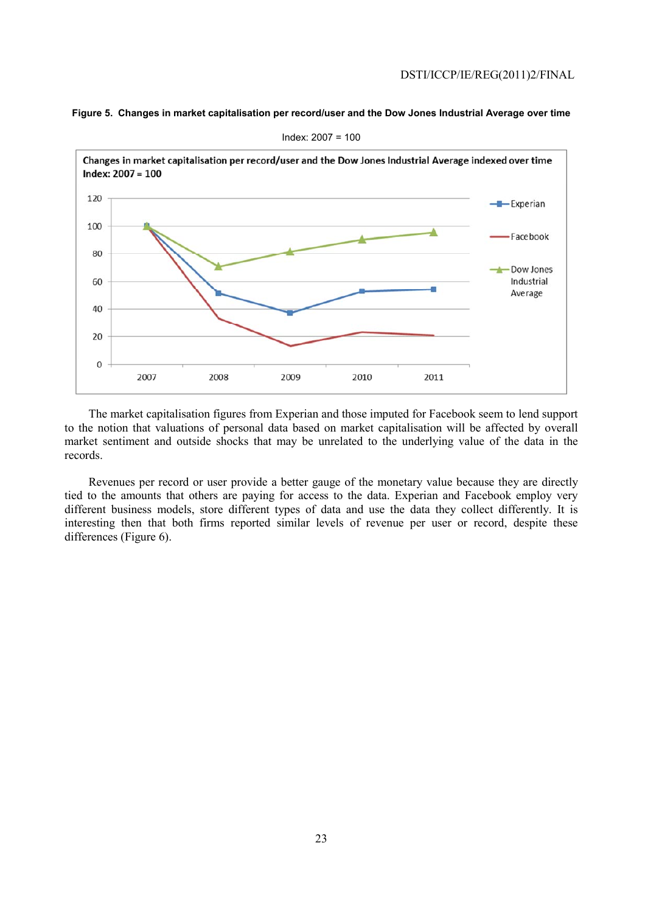**Figure 5. Changes in market capitalisation per record/user and the Dow Jones Industrial Average over time**

Index: 2007 = 100

The market capitalisation figures from Experian and those imputed for Facebook seem to lend support to the notion that valuations of personal data based on market capitalisation will be affected by overall market sentiment and outside shocks that may be unrelated to the underlying value of the data in the records.

Revenues per record or user provide a better gauge of the monetary value because they are directly tied to the amounts that others are paying for access to the data. Experian and Facebook employ very different business models, store different types of data and use the data they collect differently. It is interesting then that both firms reported similar levels of revenue per user or record, despite these differences (Figure 6).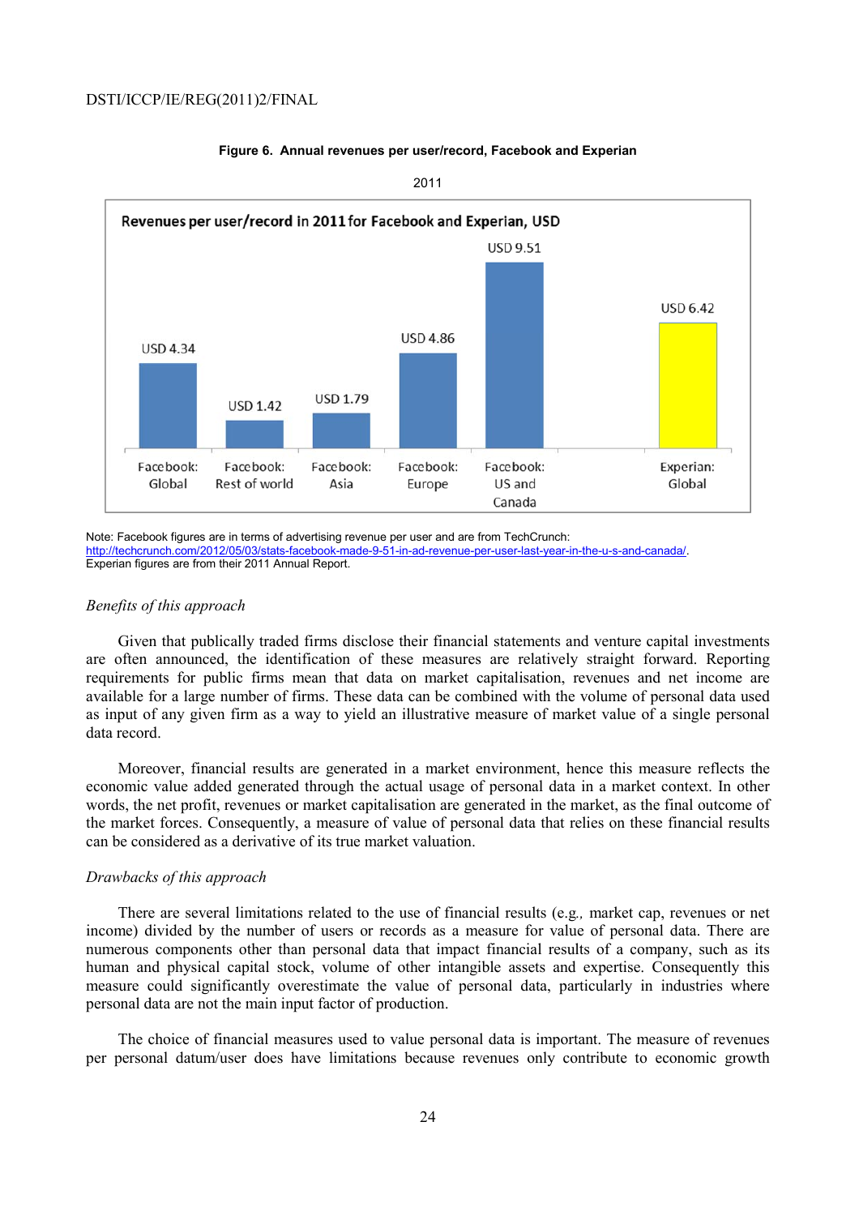**Figure 6. Annual revenues per user/record, Facebook and Experian**

2011

Revenues per user/record in 2011 for Facebook and Experian, USD

| | Revenue per user/record |
|---|---|
| Facebook: Global | USD 4.34 |
| Facebook: Rest of world | USD 1.42 |
| Facebook: Asia | USD 1.79 |
| Facebook: Europe | USD 4.86 |
| Facebook: US and Canada | USD 9.51 |
| Experian: Global | USD 6.42 |

Note: Facebook figures are in terms of advertising revenue per user and are from TechCrunch: http://techcrunch.com/2012/05/03/stats-facebook-made-9-51-in-ad-revenue-per-user-last-year-in-the-u-s-and-canada/.
Experian figures are from their 2011 Annual Report.

*Benefits of this approach*

Given that publically traded firms disclose their financial statements and venture capital investments are often announced, the identification of these measures are relatively straight forward. Reporting requirements for public firms mean that data on market capitalisation, revenues and net income are available for a large number of firms. These data can be combined with the volume of personal data used as input of any given firm as a way to yield an illustrative measure of market value of a single personal data record.

Moreover, financial results are generated in a market environment, hence this measure reflects the economic value added generated through the actual usage of personal data in a market context. In other words, the net profit, revenues or market capitalisation are generated in the market, as the final outcome of the market forces. Consequently, a measure of value of personal data that relies on these financial results can be considered as a derivative of its true market valuation.

*Drawbacks of this approach*

There are several limitations related to the use of financial results (e.g*.,* market cap, revenues or net income) divided by the number of users or records as a measure for value of personal data. There are numerous components other than personal data that impact financial results of a company, such as its human and physical capital stock, volume of other intangible assets and expertise. Consequently this measure could significantly overestimate the value of personal data, particularly in industries where personal data are not the main input factor of production.

The choice of financial measures used to value personal data is important. The measure of revenues per personal datum/user does have limitations because revenues only contribute to economic growth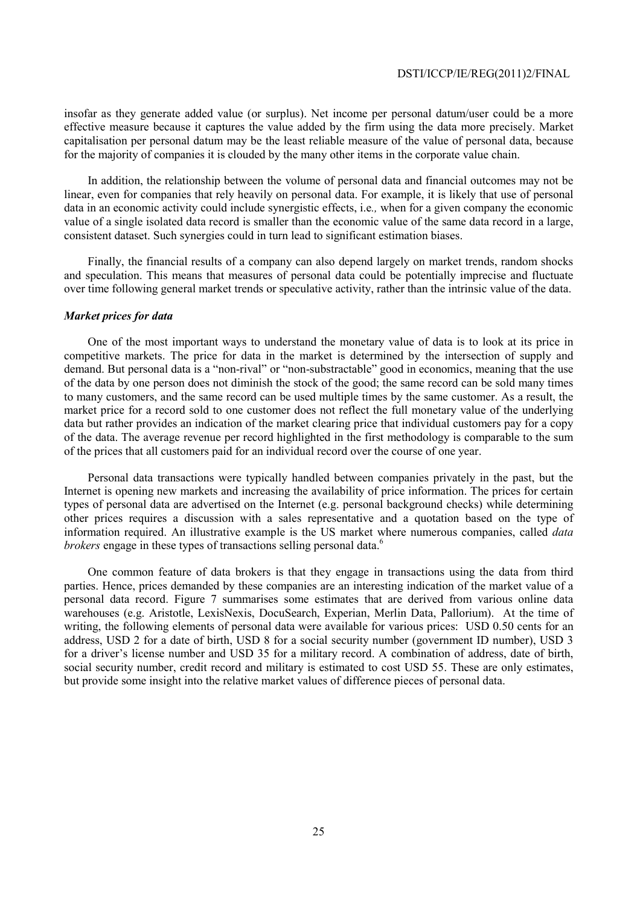insofar as they generate added value (or surplus). Net income per personal datum/user could be a more effective measure because it captures the value added by the firm using the data more precisely. Market capitalisation per personal datum may be the least reliable measure of the value of personal data, because for the majority of companies it is clouded by the many other items in the corporate value chain.

In addition, the relationship between the volume of personal data and financial outcomes may not be linear, even for companies that rely heavily on personal data. For example, it is likely that use of personal data in an economic activity could include synergistic effects, i.e*.,* when for a given company the economic value of a single isolated data record is smaller than the economic value of the same data record in a large, consistent dataset. Such synergies could in turn lead to significant estimation biases.

Finally, the financial results of a company can also depend largely on market trends, random shocks and speculation. This means that measures of personal data could be potentially imprecise and fluctuate over time following general market trends or speculative activity, rather than the intrinsic value of the data.

***Market prices for data***

One of the most important ways to understand the monetary value of data is to look at its price in competitive markets. The price for data in the market is determined by the intersection of supply and demand. But personal data is a "non-rival" or "non-substractable" good in economics, meaning that the use of the data by one person does not diminish the stock of the good; the same record can be sold many times to many customers, and the same record can be used multiple times by the same customer. As a result, the market price for a record sold to one customer does not reflect the full monetary value of the underlying data but rather provides an indication of the market clearing price that individual customers pay for a copy of the data. The average revenue per record highlighted in the first methodology is comparable to the sum of the prices that all customers paid for an individual record over the course of one year.

Personal data transactions were typically handled between companies privately in the past, but the Internet is opening new markets and increasing the availability of price information. The prices for certain types of personal data are advertised on the Internet (e.g. personal background checks) while determining other prices requires a discussion with a sales representative and a quotation based on the type of information required. An illustrative example is the US market where numerous companies, called *data brokers* engage in these types of transactions selling personal data.[6]

One common feature of data brokers is that they engage in transactions using the data from third parties. Hence, prices demanded by these companies are an interesting indication of the market value of a personal data record. Figure 7 summarises some estimates that are derived from various online data warehouses (e.g. Aristotle, LexisNexis, DocuSearch, Experian, Merlin Data, Pallorium). At the time of writing, the following elements of personal data were available for various prices: USD 0.50 cents for an address, USD 2 for a date of birth, USD 8 for a social security number (government ID number), USD 3 for a driver's license number and USD 35 for a military record. A combination of address, date of birth, social security number, credit record and military is estimated to cost USD 55. These are only estimates, but provide some insight into the relative market values of difference pieces of personal data.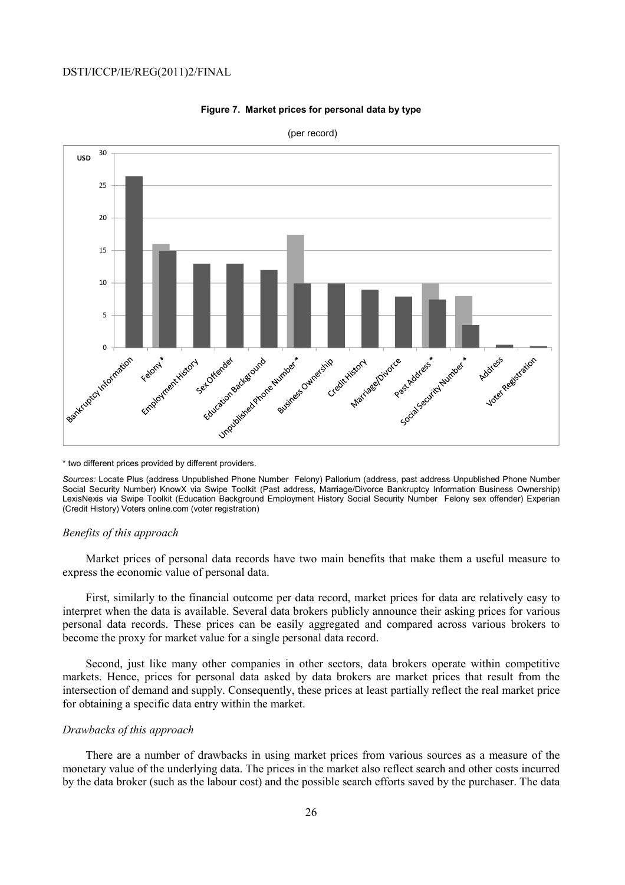**Figure 7. Market prices for personal data by type**

(per record)

\* two different prices provided by different providers.

*Sources:* Locate Plus (address Unpublished Phone Number Felony) Pallorium (address, past address Unpublished Phone Number Social Security Number) KnowX via Swipe Toolkit (Past address, Marriage/Divorce Bankruptcy Information Business Ownership) LexisNexis via Swipe Toolkit (Education Background Employment History Social Security Number Felony sex offender) Experian (Credit History) Voters online.com (voter registration)

*Benefits of this approach*

Market prices of personal data records have two main benefits that make them a useful measure to express the economic value of personal data.

First, similarly to the financial outcome per data record, market prices for data are relatively easy to interpret when the data is available. Several data brokers publicly announce their asking prices for various personal data records. These prices can be easily aggregated and compared across various brokers to become the proxy for market value for a single personal data record.

Second, just like many other companies in other sectors, data brokers operate within competitive markets. Hence, prices for personal data asked by data brokers are market prices that result from the intersection of demand and supply. Consequently, these prices at least partially reflect the real market price for obtaining a specific data entry within the market.

*Drawbacks of this approach*

There are a number of drawbacks in using market prices from various sources as a measure of the monetary value of the underlying data. The prices in the market also reflect search and other costs incurred by the data broker (such as the labour cost) and the possible search efforts saved by the purchaser. The data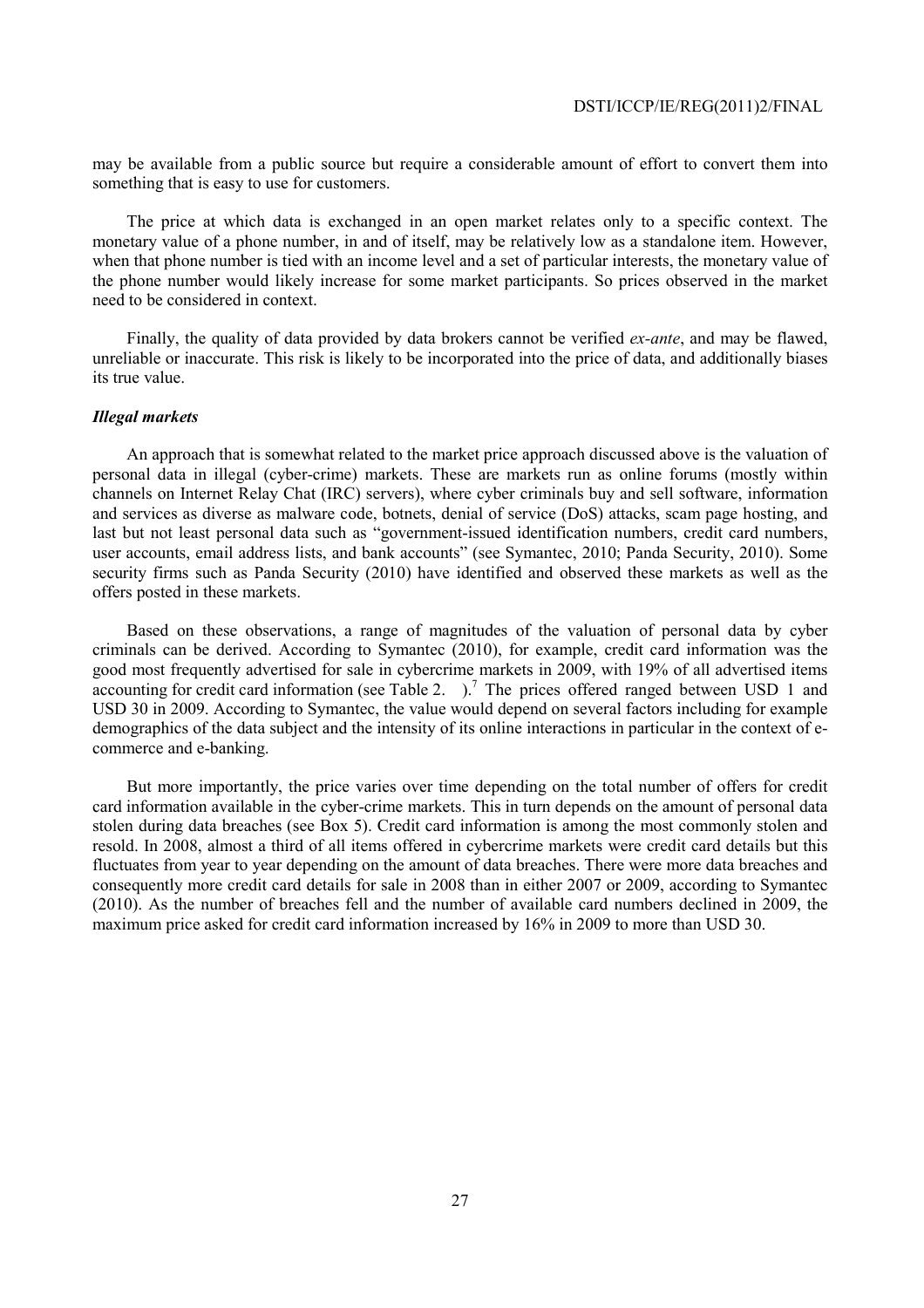may be available from a public source but require a considerable amount of effort to convert them into something that is easy to use for customers.

The price at which data is exchanged in an open market relates only to a specific context. The monetary value of a phone number, in and of itself, may be relatively low as a standalone item. However, when that phone number is tied with an income level and a set of particular interests, the monetary value of the phone number would likely increase for some market participants. So prices observed in the market need to be considered in context.

Finally, the quality of data provided by data brokers cannot be verified *ex-ante*, and may be flawed, unreliable or inaccurate. This risk is likely to be incorporated into the price of data, and additionally biases its true value.

### *Illegal markets*

An approach that is somewhat related to the market price approach discussed above is the valuation of personal data in illegal (cyber-crime) markets. These are markets run as online forums (mostly within channels on Internet Relay Chat (IRC) servers), where cyber criminals buy and sell software, information and services as diverse as malware code, botnets, denial of service (DoS) attacks, scam page hosting, and last but not least personal data such as "government-issued identification numbers, credit card numbers, user accounts, email address lists, and bank accounts" (see Symantec, 2010; Panda Security, 2010). Some security firms such as Panda Security (2010) have identified and observed these markets as well as the offers posted in these markets.

Based on these observations, a range of magnitudes of the valuation of personal data by cyber criminals can be derived. According to Symantec (2010), for example, credit card information was the good most frequently advertised for sale in cybercrime markets in 2009, with 19% of all advertised items accounting for credit card information (see Table 2. ).[7] The prices offered ranged between USD 1 and USD 30 in 2009. According to Symantec, the value would depend on several factors including for example demographics of the data subject and the intensity of its online interactions in particular in the context of e-commerce and e-banking.

But more importantly, the price varies over time depending on the total number of offers for credit card information available in the cyber-crime markets. This in turn depends on the amount of personal data stolen during data breaches (see Box 5). Credit card information is among the most commonly stolen and resold. In 2008, almost a third of all items offered in cybercrime markets were credit card details but this fluctuates from year to year depending on the amount of data breaches. There were more data breaches and consequently more credit card details for sale in 2008 than in either 2007 or 2009, according to Symantec (2010). As the number of breaches fell and the number of available card numbers declined in 2009, the maximum price asked for credit card information increased by 16% in 2009 to more than USD 30.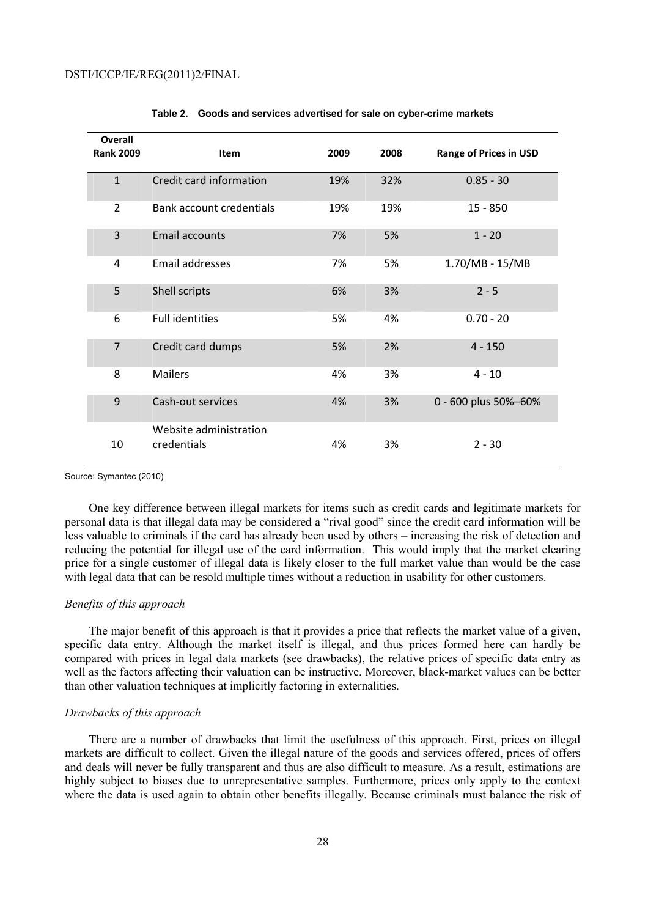**Table 2. Goods and services advertised for sale on cyber-crime markets**

| Overall Rank 2009 | Item | 2009 | 2008 | Range of Prices in USD |
|---|---|---|---|---|
| 1 | Credit card information | 19% | 32% | 0.85 - 30 |
| 2 | Bank account credentials | 19% | 19% | 15 - 850 |
| 3 | Email accounts | 7% | 5% | 1 - 20 |
| 4 | Email addresses | 7% | 5% | 1.70/MB - 15/MB |
| 5 | Shell scripts | 6% | 3% | 2 - 5 |
| 6 | Full identities | 5% | 4% | 0.70 - 20 |
| 7 | Credit card dumps | 5% | 2% | 4 - 150 |
| 8 | Mailers | 4% | 3% | 4 - 10 |
| 9 | Cash-out services | 4% | 3% | 0 - 600 plus 50%–60% |
| 10 | Website administration credentials | 4% | 3% | 2 - 30 |

Source: Symantec (2010)

One key difference between illegal markets for items such as credit cards and legitimate markets for personal data is that illegal data may be considered a "rival good" since the credit card information will be less valuable to criminals if the card has already been used by others – increasing the risk of detection and reducing the potential for illegal use of the card information. This would imply that the market clearing price for a single customer of illegal data is likely closer to the full market value than would be the case with legal data that can be resold multiple times without a reduction in usability for other customers.

*Benefits of this approach*

The major benefit of this approach is that it provides a price that reflects the market value of a given, specific data entry. Although the market itself is illegal, and thus prices formed here can hardly be compared with prices in legal data markets (see drawbacks), the relative prices of specific data entry as well as the factors affecting their valuation can be instructive. Moreover, black-market values can be better than other valuation techniques at implicitly factoring in externalities.

*Drawbacks of this approach*

There are a number of drawbacks that limit the usefulness of this approach. First, prices on illegal markets are difficult to collect. Given the illegal nature of the goods and services offered, prices of offers and deals will never be fully transparent and thus are also difficult to measure. As a result, estimations are highly subject to biases due to unrepresentative samples. Furthermore, prices only apply to the context where the data is used again to obtain other benefits illegally. Because criminals must balance the risk of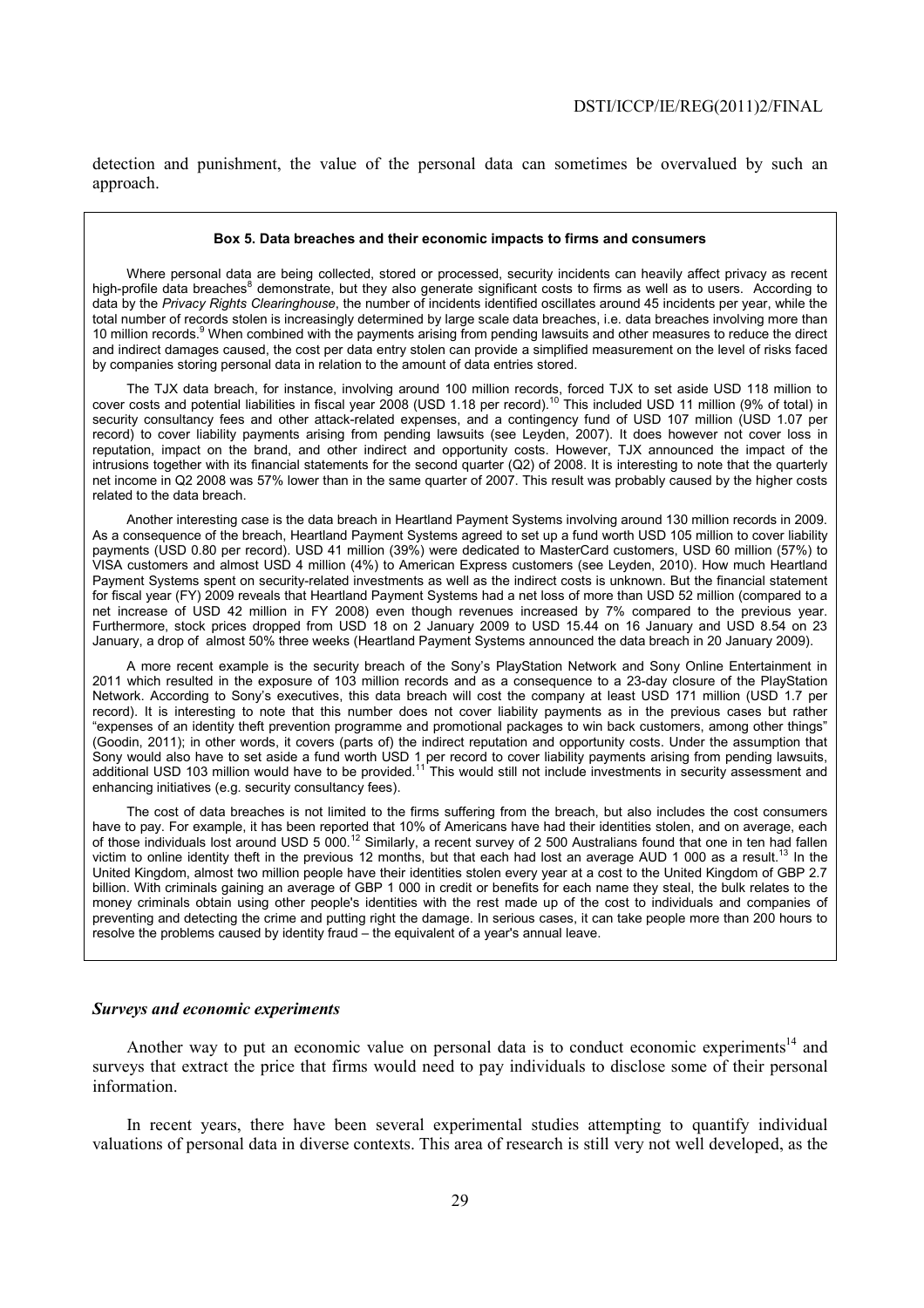detection and punishment, the value of the personal data can sometimes be overvalued by such an approach.

> **Box 5. Data breaches and their economic impacts to firms and consumers**
>
> Where personal data are being collected, stored or processed, security incidents can heavily affect privacy as recent high-profile data breaches[8] demonstrate, but they also generate significant costs to firms as well as to users. According to data by the *Privacy Rights Clearinghouse*, the number of incidents identified oscillates around 45 incidents per year, while the total number of records stolen is increasingly determined by large scale data breaches, i.e. data breaches involving more than 10 million records.[9] When combined with the payments arising from pending lawsuits and other measures to reduce the direct and indirect damages caused, the cost per data entry stolen can provide a simplified measurement on the level of risks faced by companies storing personal data in relation to the amount of data entries stored.
>
> The TJX data breach, for instance, involving around 100 million records, forced TJX to set aside USD 118 million to cover costs and potential liabilities in fiscal year 2008 (USD 1.18 per record).[10] This included USD 11 million (9% of total) in security consultancy fees and other attack-related expenses, and a contingency fund of USD 107 million (USD 1.07 per record) to cover liability payments arising from pending lawsuits (see Leyden, 2007). It does however not cover loss in reputation, impact on the brand, and other indirect and opportunity costs. However, TJX announced the impact of the intrusions together with its financial statements for the second quarter (Q2) of 2008. It is interesting to note that the quarterly net income in Q2 2008 was 57% lower than in the same quarter of 2007. This result was probably caused by the higher costs related to the data breach.
>
> Another interesting case is the data breach in Heartland Payment Systems involving around 130 million records in 2009. As a consequence of the breach, Heartland Payment Systems agreed to set up a fund worth USD 105 million to cover liability payments (USD 0.80 per record). USD 41 million (39%) were dedicated to MasterCard customers, USD 60 million (57%) to VISA customers and almost USD 4 million (4%) to American Express customers (see Leyden, 2010). How much Heartland Payment Systems spent on security-related investments as well as the indirect costs is unknown. But the financial statement for fiscal year (FY) 2009 reveals that Heartland Payment Systems had a net loss of more than USD 52 million (compared to a net increase of USD 42 million in FY 2008) even though revenues increased by 7% compared to the previous year. Furthermore, stock prices dropped from USD 18 on 2 January 2009 to USD 15.44 on 16 January and USD 8.54 on 23 January, a drop of almost 50% three weeks (Heartland Payment Systems announced the data breach in 20 January 2009).
>
> A more recent example is the security breach of the Sony's PlayStation Network and Sony Online Entertainment in 2011 which resulted in the exposure of 103 million records and as a consequence to a 23-day closure of the PlayStation Network. According to Sony's executives, this data breach will cost the company at least USD 171 million (USD 1.7 per record). It is interesting to note that this number does not cover liability payments as in the previous cases but rather "expenses of an identity theft prevention programme and promotional packages to win back customers, among other things" (Goodin, 2011); in other words, it covers (parts of) the indirect reputation and opportunity costs. Under the assumption that Sony would also have to set aside a fund worth USD 1 per record to cover liability payments arising from pending lawsuits, additional USD 103 million would have to be provided.[11] This would still not include investments in security assessment and enhancing initiatives (e.g. security consultancy fees).
>
> The cost of data breaches is not limited to the firms suffering from the breach, but also includes the cost consumers have to pay. For example, it has been reported that 10% of Americans have had their identities stolen, and on average, each of those individuals lost around USD 5 000.[12] Similarly, a recent survey of 2 500 Australians found that one in ten had fallen victim to online identity theft in the previous 12 months, but that each had lost an average AUD 1 000 as a result.[13] In the United Kingdom, almost two million people have their identities stolen every year at a cost to the United Kingdom of GBP 2.7 billion. With criminals gaining an average of GBP 1 000 in credit or benefits for each name they steal, the bulk relates to the money criminals obtain using other people's identities with the rest made up of the cost to individuals and companies of preventing and detecting the crime and putting right the damage. In serious cases, it can take people more than 200 hours to resolve the problems caused by identity fraud – the equivalent of a year's annual leave.

### *Surveys and economic experiments*

Another way to put an economic value on personal data is to conduct economic experiments[14] and surveys that extract the price that firms would need to pay individuals to disclose some of their personal information.

In recent years, there have been several experimental studies attempting to quantify individual valuations of personal data in diverse contexts. This area of research is still very not well developed, as the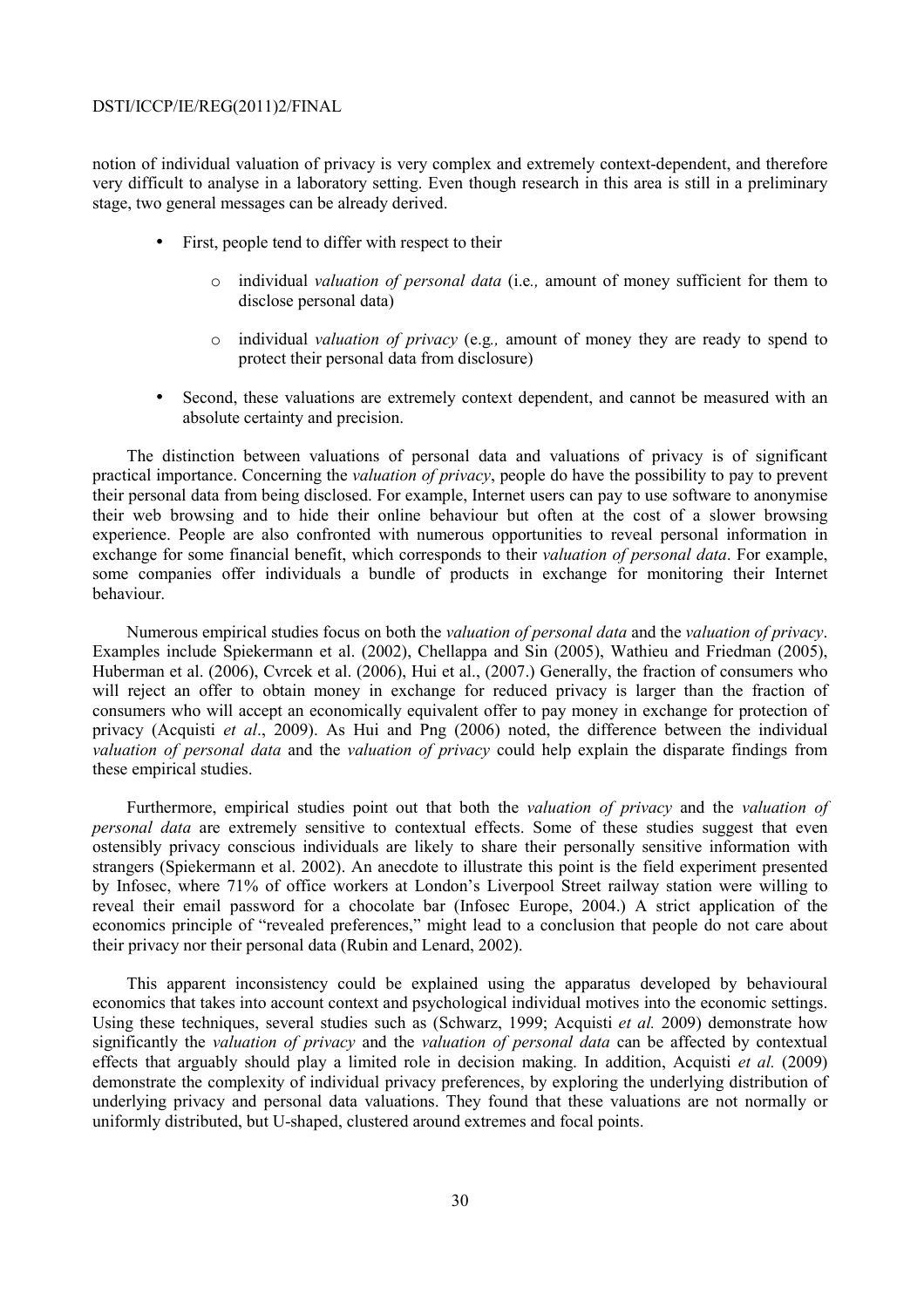notion of individual valuation of privacy is very complex and extremely context-dependent, and therefore very difficult to analyse in a laboratory setting. Even though research in this area is still in a preliminary stage, two general messages can be already derived.

- First, people tend to differ with respect to their
  - individual *valuation of personal data* (i.e*.,* amount of money sufficient for them to disclose personal data)
  - individual *valuation of privacy* (e.g*.,* amount of money they are ready to spend to protect their personal data from disclosure)
- Second, these valuations are extremely context dependent, and cannot be measured with an absolute certainty and precision.

The distinction between valuations of personal data and valuations of privacy is of significant practical importance. Concerning the *valuation of privacy*, people do have the possibility to pay to prevent their personal data from being disclosed. For example, Internet users can pay to use software to anonymise their web browsing and to hide their online behaviour but often at the cost of a slower browsing experience. People are also confronted with numerous opportunities to reveal personal information in exchange for some financial benefit, which corresponds to their *valuation of personal data*. For example, some companies offer individuals a bundle of products in exchange for monitoring their Internet behaviour.

Numerous empirical studies focus on both the *valuation of personal data* and the *valuation of privacy*. Examples include Spiekermann et al. (2002), Chellappa and Sin (2005), Wathieu and Friedman (2005), Huberman et al. (2006), Cvrcek et al. (2006), Hui et al., (2007.) Generally, the fraction of consumers who will reject an offer to obtain money in exchange for reduced privacy is larger than the fraction of consumers who will accept an economically equivalent offer to pay money in exchange for protection of privacy (Acquisti *et al*., 2009). As Hui and Png (2006) noted, the difference between the individual *valuation of personal data* and the *valuation of privacy* could help explain the disparate findings from these empirical studies.

Furthermore, empirical studies point out that both the *valuation of privacy* and the *valuation of personal data* are extremely sensitive to contextual effects. Some of these studies suggest that even ostensibly privacy conscious individuals are likely to share their personally sensitive information with strangers (Spiekermann et al. 2002). An anecdote to illustrate this point is the field experiment presented by Infosec, where 71% of office workers at London's Liverpool Street railway station were willing to reveal their email password for a chocolate bar (Infosec Europe, 2004.) A strict application of the economics principle of "revealed preferences," might lead to a conclusion that people do not care about their privacy nor their personal data (Rubin and Lenard, 2002).

This apparent inconsistency could be explained using the apparatus developed by behavioural economics that takes into account context and psychological individual motives into the economic settings. Using these techniques, several studies such as (Schwarz, 1999; Acquisti *et al.* 2009) demonstrate how significantly the *valuation of privacy* and the *valuation of personal data* can be affected by contextual effects that arguably should play a limited role in decision making. In addition, Acquisti *et al.* (2009) demonstrate the complexity of individual privacy preferences, by exploring the underlying distribution of underlying privacy and personal data valuations. They found that these valuations are not normally or uniformly distributed, but U-shaped, clustered around extremes and focal points.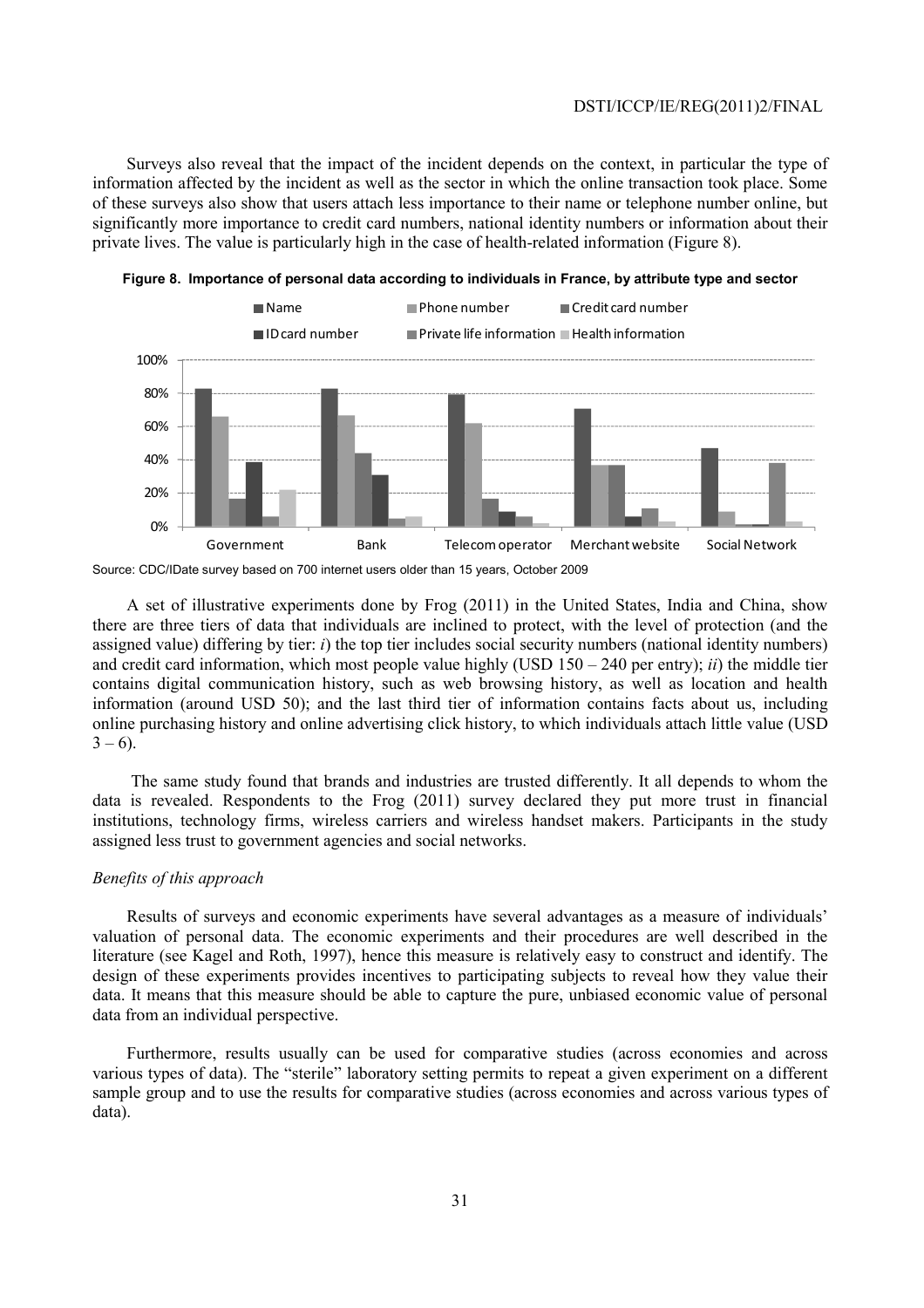Surveys also reveal that the impact of the incident depends on the context, in particular the type of information affected by the incident as well as the sector in which the online transaction took place. Some of these surveys also show that users attach less importance to their name or telephone number online, but significantly more importance to credit card numbers, national identity numbers or information about their private lives. The value is particularly high in the case of health-related information (Figure 8).

**Figure 8. Importance of personal data according to individuals in France, by attribute type and sector**

Source: CDC/IDate survey based on 700 internet users older than 15 years, October 2009

A set of illustrative experiments done by Frog (2011) in the United States, India and China, show there are three tiers of data that individuals are inclined to protect, with the level of protection (and the assigned value) differing by tier: *i*) the top tier includes social security numbers (national identity numbers) and credit card information, which most people value highly (USD 150 – 240 per entry); *ii*) the middle tier contains digital communication history, such as web browsing history, as well as location and health information (around USD 50); and the last third tier of information contains facts about us, including online purchasing history and online advertising click history, to which individuals attach little value (USD 3 – 6).

The same study found that brands and industries are trusted differently. It all depends to whom the data is revealed. Respondents to the Frog (2011) survey declared they put more trust in financial institutions, technology firms, wireless carriers and wireless handset makers. Participants in the study assigned less trust to government agencies and social networks.

*Benefits of this approach*

Results of surveys and economic experiments have several advantages as a measure of individuals' valuation of personal data. The economic experiments and their procedures are well described in the literature (see Kagel and Roth, 1997), hence this measure is relatively easy to construct and identify. The design of these experiments provides incentives to participating subjects to reveal how they value their data. It means that this measure should be able to capture the pure, unbiased economic value of personal data from an individual perspective.

Furthermore, results usually can be used for comparative studies (across economies and across various types of data). The "sterile" laboratory setting permits to repeat a given experiment on a different sample group and to use the results for comparative studies (across economies and across various types of data).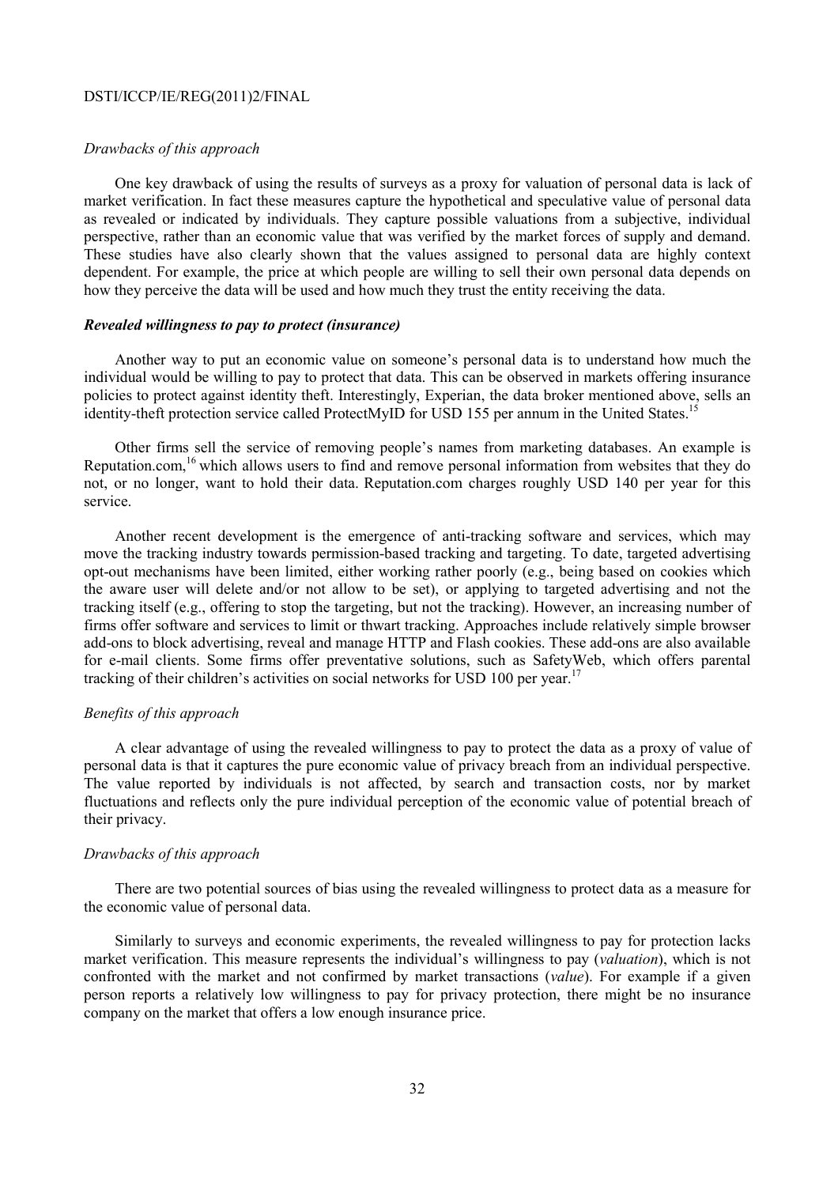*Drawbacks of this approach*

One key drawback of using the results of surveys as a proxy for valuation of personal data is lack of market verification. In fact these measures capture the hypothetical and speculative value of personal data as revealed or indicated by individuals. They capture possible valuations from a subjective, individual perspective, rather than an economic value that was verified by the market forces of supply and demand. These studies have also clearly shown that the values assigned to personal data are highly context dependent. For example, the price at which people are willing to sell their own personal data depends on how they perceive the data will be used and how much they trust the entity receiving the data.

***Revealed willingness to pay to protect (insurance)***

Another way to put an economic value on someone's personal data is to understand how much the individual would be willing to pay to protect that data. This can be observed in markets offering insurance policies to protect against identity theft. Interestingly, Experian, the data broker mentioned above, sells an identity-theft protection service called ProtectMyID for USD 155 per annum in the United States.[15]

Other firms sell the service of removing people's names from marketing databases. An example is Reputation.com,[16] which allows users to find and remove personal information from websites that they do not, or no longer, want to hold their data. Reputation.com charges roughly USD 140 per year for this service.

Another recent development is the emergence of anti-tracking software and services, which may move the tracking industry towards permission-based tracking and targeting. To date, targeted advertising opt-out mechanisms have been limited, either working rather poorly (e.g., being based on cookies which the aware user will delete and/or not allow to be set), or applying to targeted advertising and not the tracking itself (e.g., offering to stop the targeting, but not the tracking). However, an increasing number of firms offer software and services to limit or thwart tracking. Approaches include relatively simple browser add-ons to block advertising, reveal and manage HTTP and Flash cookies. These add-ons are also available for e-mail clients. Some firms offer preventative solutions, such as SafetyWeb, which offers parental tracking of their children's activities on social networks for USD 100 per year.[17]

*Benefits of this approach*

A clear advantage of using the revealed willingness to pay to protect the data as a proxy of value of personal data is that it captures the pure economic value of privacy breach from an individual perspective. The value reported by individuals is not affected, by search and transaction costs, nor by market fluctuations and reflects only the pure individual perception of the economic value of potential breach of their privacy.

*Drawbacks of this approach*

There are two potential sources of bias using the revealed willingness to protect data as a measure for the economic value of personal data.

Similarly to surveys and economic experiments, the revealed willingness to pay for protection lacks market verification. This measure represents the individual's willingness to pay (*valuation*), which is not confronted with the market and not confirmed by market transactions (*value*). For example if a given person reports a relatively low willingness to pay for privacy protection, there might be no insurance company on the market that offers a low enough insurance price.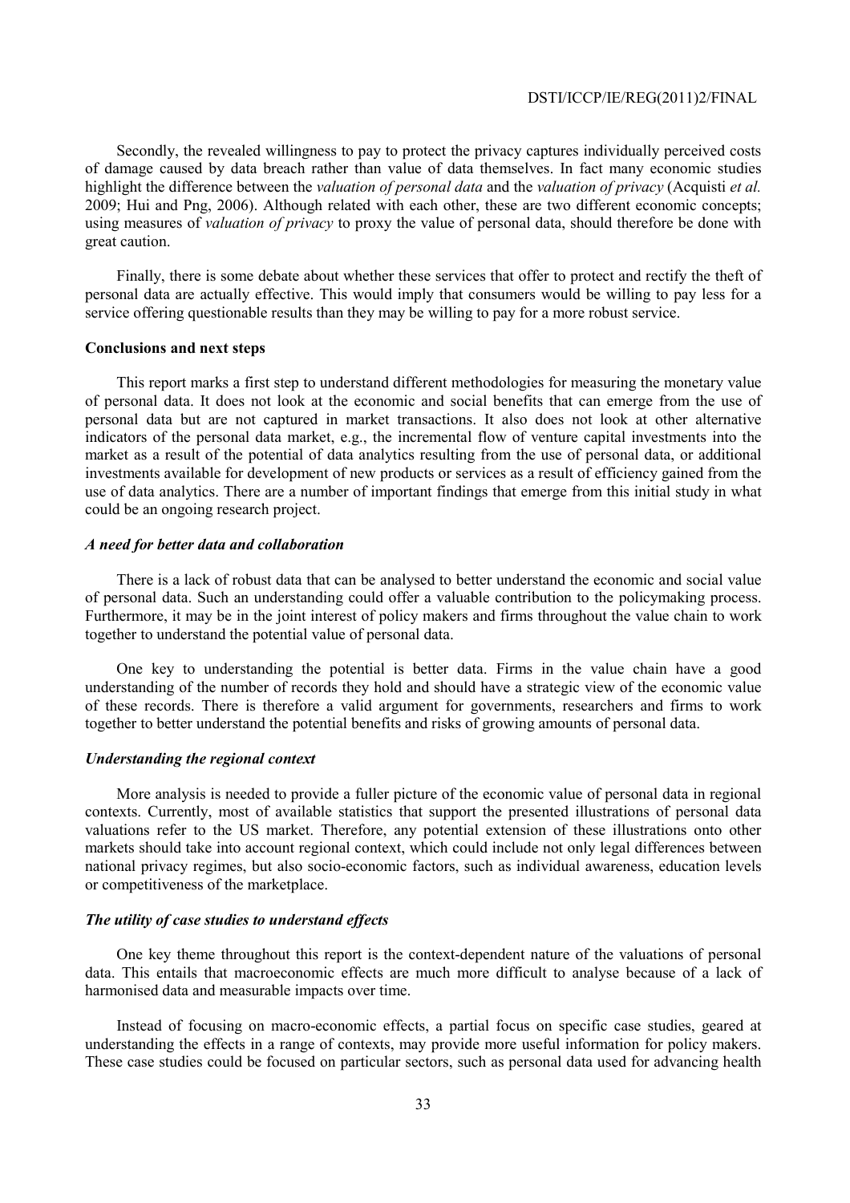Secondly, the revealed willingness to pay to protect the privacy captures individually perceived costs of damage caused by data breach rather than value of data themselves. In fact many economic studies highlight the difference between the *valuation of personal data* and the *valuation of privacy* (Acquisti *et al.* 2009; Hui and Png, 2006). Although related with each other, these are two different economic concepts; using measures of *valuation of privacy* to proxy the value of personal data, should therefore be done with great caution.

Finally, there is some debate about whether these services that offer to protect and rectify the theft of personal data are actually effective. This would imply that consumers would be willing to pay less for a service offering questionable results than they may be willing to pay for a more robust service.

**Conclusions and next steps**

This report marks a first step to understand different methodologies for measuring the monetary value of personal data. It does not look at the economic and social benefits that can emerge from the use of personal data but are not captured in market transactions. It also does not look at other alternative indicators of the personal data market, e.g., the incremental flow of venture capital investments into the market as a result of the potential of data analytics resulting from the use of personal data, or additional investments available for development of new products or services as a result of efficiency gained from the use of data analytics. There are a number of important findings that emerge from this initial study in what could be an ongoing research project.

***A need for better data and collaboration***

There is a lack of robust data that can be analysed to better understand the economic and social value of personal data. Such an understanding could offer a valuable contribution to the policymaking process. Furthermore, it may be in the joint interest of policy makers and firms throughout the value chain to work together to understand the potential value of personal data.

One key to understanding the potential is better data. Firms in the value chain have a good understanding of the number of records they hold and should have a strategic view of the economic value of these records. There is therefore a valid argument for governments, researchers and firms to work together to better understand the potential benefits and risks of growing amounts of personal data.

***Understanding the regional context***

More analysis is needed to provide a fuller picture of the economic value of personal data in regional contexts. Currently, most of available statistics that support the presented illustrations of personal data valuations refer to the US market. Therefore, any potential extension of these illustrations onto other markets should take into account regional context, which could include not only legal differences between national privacy regimes, but also socio-economic factors, such as individual awareness, education levels or competitiveness of the marketplace.

***The utility of case studies to understand effects***

One key theme throughout this report is the context-dependent nature of the valuations of personal data. This entails that macroeconomic effects are much more difficult to analyse because of a lack of harmonised data and measurable impacts over time.

Instead of focusing on macro-economic effects, a partial focus on specific case studies, geared at understanding the effects in a range of contexts, may provide more useful information for policy makers. These case studies could be focused on particular sectors, such as personal data used for advancing health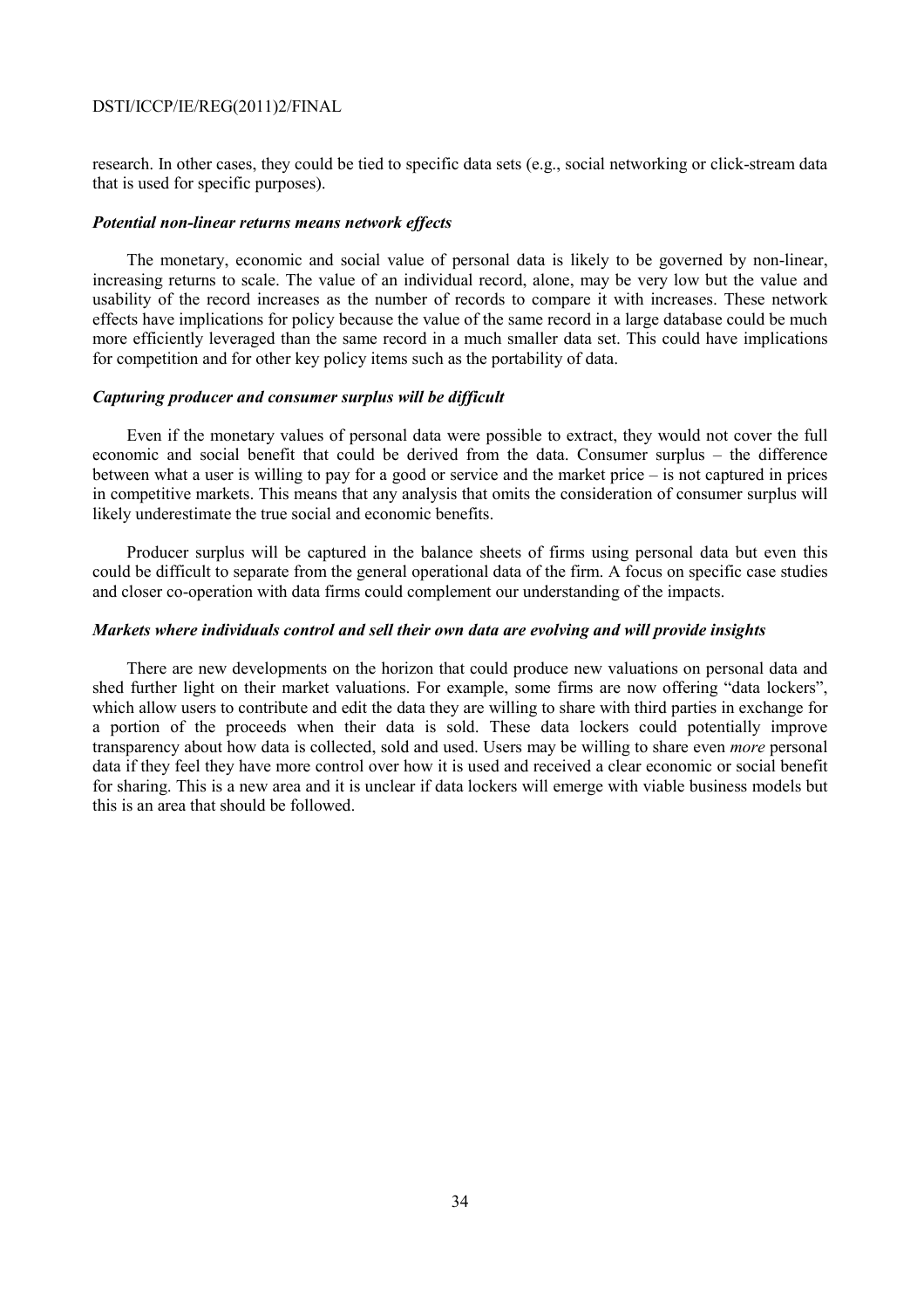research. In other cases, they could be tied to specific data sets (e.g., social networking or click-stream data that is used for specific purposes).

#### *Potential non-linear returns means network effects*

The monetary, economic and social value of personal data is likely to be governed by non-linear, increasing returns to scale. The value of an individual record, alone, may be very low but the value and usability of the record increases as the number of records to compare it with increases. These network effects have implications for policy because the value of the same record in a large database could be much more efficiently leveraged than the same record in a much smaller data set. This could have implications for competition and for other key policy items such as the portability of data.

#### *Capturing producer and consumer surplus will be difficult*

Even if the monetary values of personal data were possible to extract, they would not cover the full economic and social benefit that could be derived from the data. Consumer surplus – the difference between what a user is willing to pay for a good or service and the market price – is not captured in prices in competitive markets. This means that any analysis that omits the consideration of consumer surplus will likely underestimate the true social and economic benefits.

Producer surplus will be captured in the balance sheets of firms using personal data but even this could be difficult to separate from the general operational data of the firm. A focus on specific case studies and closer co-operation with data firms could complement our understanding of the impacts.

#### *Markets where individuals control and sell their own data are evolving and will provide insights*

There are new developments on the horizon that could produce new valuations on personal data and shed further light on their market valuations. For example, some firms are now offering "data lockers", which allow users to contribute and edit the data they are willing to share with third parties in exchange for a portion of the proceeds when their data is sold. These data lockers could potentially improve transparency about how data is collected, sold and used. Users may be willing to share even *more* personal data if they feel they have more control over how it is used and received a clear economic or social benefit for sharing. This is a new area and it is unclear if data lockers will emerge with viable business models but this is an area that should be followed.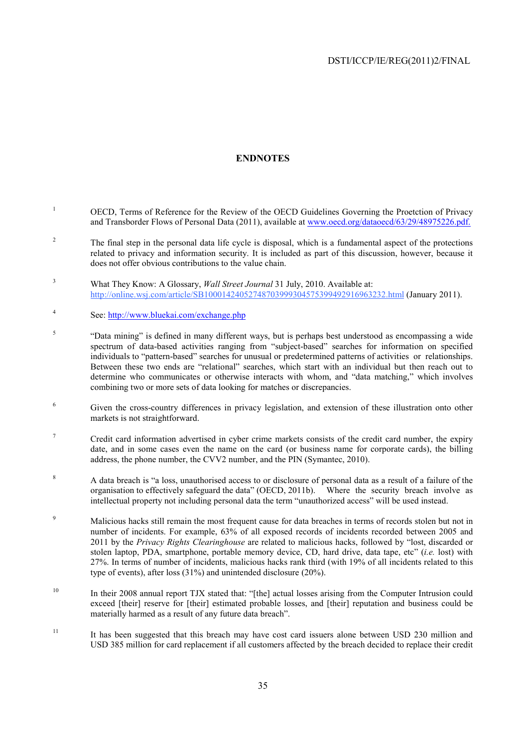## ENDNOTES

1. OECD, Terms of Reference for the Review of the OECD Guidelines Governing the Proetction of Privacy and Transborder Flows of Personal Data (2011), available at www.oecd.org/dataoecd/63/29/48975226.pdf.

2. The final step in the personal data life cycle is disposal, which is a fundamental aspect of the protections related to privacy and information security. It is included as part of this discussion, however, because it does not offer obvious contributions to the value chain.

3. What They Know: A Glossary, *Wall Street Journal* 31 July, 2010. Available at: http://online.wsj.com/article/SB10001424052748703999304575399492916963232.html (January 2011).

4. See: http://www.bluekai.com/exchange.php

5. "Data mining" is defined in many different ways, but is perhaps best understood as encompassing a wide spectrum of data-based activities ranging from "subject-based" searches for information on specified individuals to "pattern-based" searches for unusual or predetermined patterns of activities or relationships. Between these two ends are "relational" searches, which start with an individual but then reach out to determine who communicates or otherwise interacts with whom, and "data matching," which involves combining two or more sets of data looking for matches or discrepancies.

6. Given the cross-country differences in privacy legislation, and extension of these illustration onto other markets is not straightforward.

7. Credit card information advertised in cyber crime markets consists of the credit card number, the expiry date, and in some cases even the name on the card (or business name for corporate cards), the billing address, the phone number, the CVV2 number, and the PIN (Symantec, 2010).

8. A data breach is "a loss, unauthorised access to or disclosure of personal data as a result of a failure of the organisation to effectively safeguard the data" (OECD, 2011b). Where the security breach involve as intellectual property not including personal data the term "unauthorized access" will be used instead.

9. Malicious hacks still remain the most frequent cause for data breaches in terms of records stolen but not in number of incidents. For example, 63% of all exposed records of incidents recorded between 2005 and 2011 by the *Privacy Rights Clearinghouse* are related to malicious hacks, followed by "lost, discarded or stolen laptop, PDA, smartphone, portable memory device, CD, hard drive, data tape, etc" (*i.e.* lost) with 27%. In terms of number of incidents, malicious hacks rank third (with 19% of all incidents related to this type of events), after loss (31%) and unintended disclosure (20%).

10. In their 2008 annual report TJX stated that: "[the] actual losses arising from the Computer Intrusion could exceed [their] reserve for [their] estimated probable losses, and [their] reputation and business could be materially harmed as a result of any future data breach".

11. It has been suggested that this breach may have cost card issuers alone between USD 230 million and USD 385 million for card replacement if all customers affected by the breach decided to replace their credit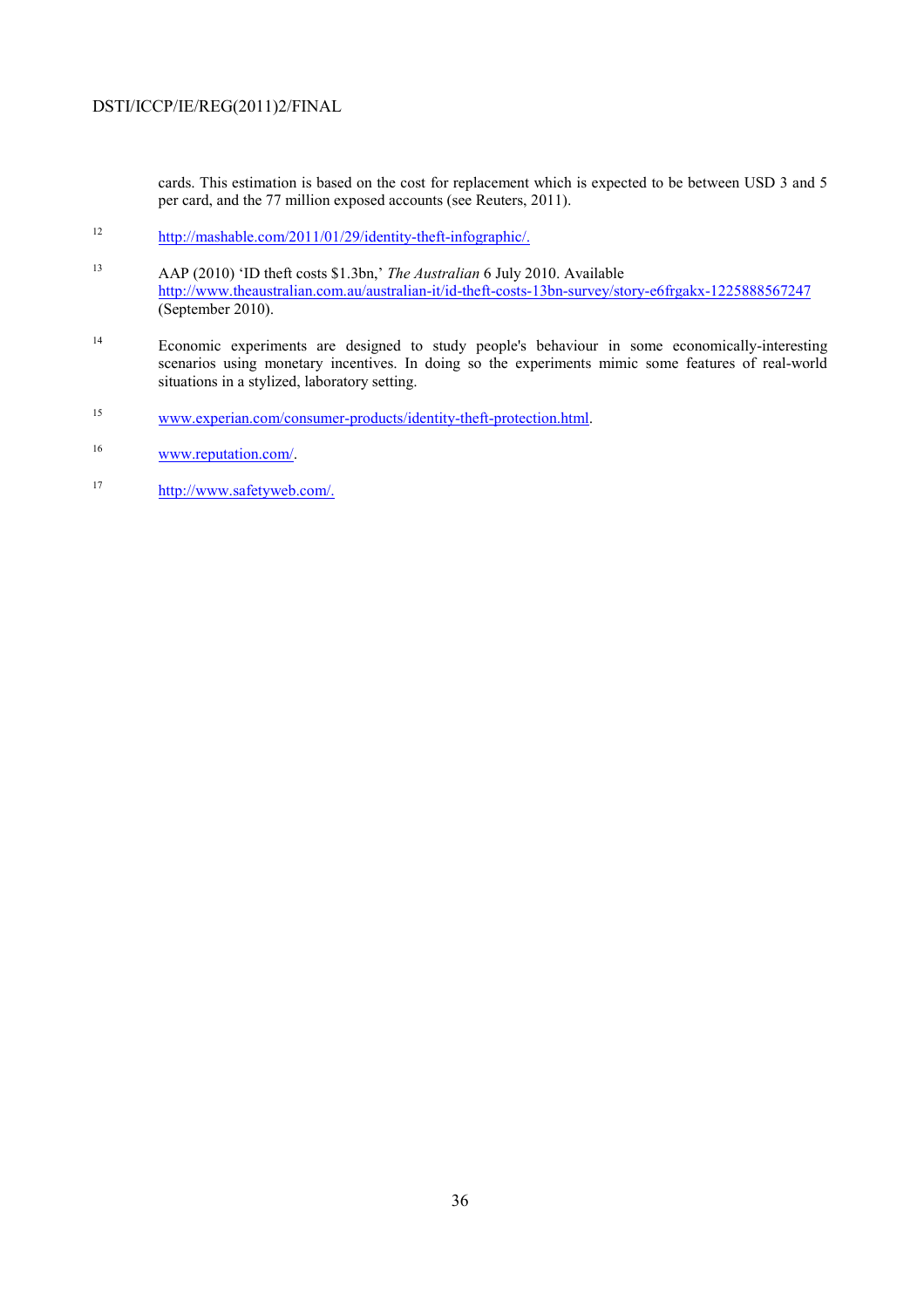cards. This estimation is based on the cost for replacement which is expected to be between USD 3 and 5 per card, and the 77 million exposed accounts (see Reuters, 2011).

12 http://mashable.com/2011/01/29/identity-theft-infographic/.

13 AAP (2010) 'ID theft costs $1.3bn,' *The Australian* 6 July 2010. Available http://www.theaustralian.com.au/australian-it/id-theft-costs-13bn-survey/story-e6frgakx-1225888567247 (September 2010).

14 Economic experiments are designed to study people's behaviour in some economically-interesting scenarios using monetary incentives. In doing so the experiments mimic some features of real-world situations in a stylized, laboratory setting.

15 www.experian.com/consumer-products/identity-theft-protection.html.

16 www.reputation.com/.

17 http://www.safetyweb.com/.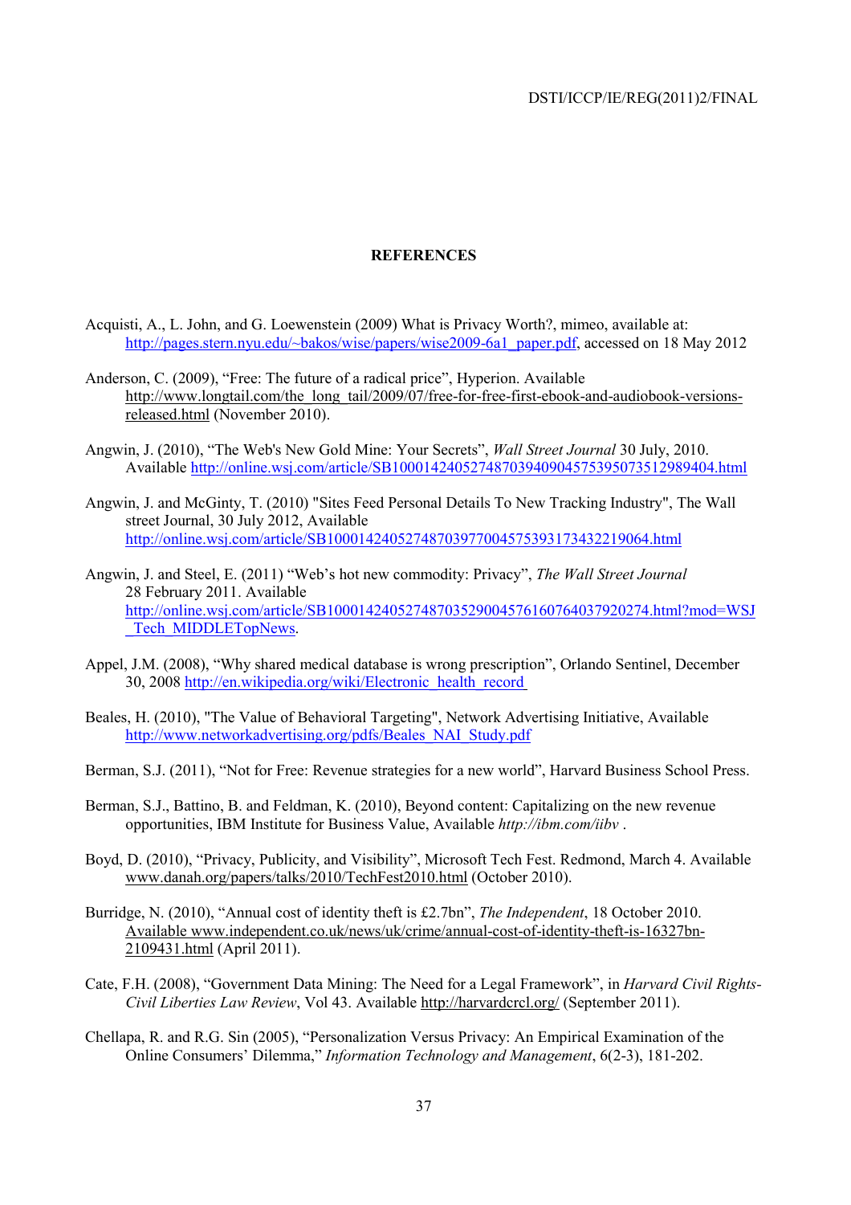**REFERENCES**

Acquisti, A., L. John, and G. Loewenstein (2009) What is Privacy Worth?, mimeo, available at: http://pages.stern.nyu.edu/~bakos/wise/papers/wise2009-6a1_paper.pdf, accessed on 18 May 2012

Anderson, C. (2009), "Free: The future of a radical price", Hyperion. Available http://www.longtail.com/the_long_tail/2009/07/free-for-free-first-ebook-and-audiobook-versions-released.html (November 2010).

Angwin, J. (2010), "The Web's New Gold Mine: Your Secrets", *Wall Street Journal* 30 July, 2010. Available http://online.wsj.com/article/SB10001424052748703940904575395073512989404.html

Angwin, J. and McGinty, T. (2010) "Sites Feed Personal Details To New Tracking Industry", The Wall street Journal, 30 July 2012, Available http://online.wsj.com/article/SB10001424052748703977004575393173432219064.html

Angwin, J. and Steel, E. (2011) "Web's hot new commodity: Privacy", *The Wall Street Journal* 28 February 2011. Available http://online.wsj.com/article/SB10001424052748703529004576160764037920274.html?mod=WSJ_Tech_MIDDLETopNews.

Appel, J.M. (2008), "Why shared medical database is wrong prescription", Orlando Sentinel, December 30, 2008 http://en.wikipedia.org/wiki/Electronic_health_record

Beales, H. (2010), "The Value of Behavioral Targeting", Network Advertising Initiative, Available http://www.networkadvertising.org/pdfs/Beales_NAI_Study.pdf

Berman, S.J. (2011), "Not for Free: Revenue strategies for a new world", Harvard Business School Press.

Berman, S.J., Battino, B. and Feldman, K. (2010), Beyond content: Capitalizing on the new revenue opportunities, IBM Institute for Business Value, Available *http://ibm.com/iibv* .

Boyd, D. (2010), "Privacy, Publicity, and Visibility", Microsoft Tech Fest. Redmond, March 4. Available www.danah.org/papers/talks/2010/TechFest2010.html (October 2010).

Burridge, N. (2010), "Annual cost of identity theft is £2.7bn", *The Independent*, 18 October 2010. Available www.independent.co.uk/news/uk/crime/annual-cost-of-identity-theft-is-16327bn-2109431.html (April 2011).

Cate, F.H. (2008), "Government Data Mining: The Need for a Legal Framework", in *Harvard Civil Rights-Civil Liberties Law Review*, Vol 43. Available http://harvardcrcl.org/ (September 2011).

Chellapa, R. and R.G. Sin (2005), "Personalization Versus Privacy: An Empirical Examination of the Online Consumers' Dilemma," *Information Technology and Management*, 6(2-3), 181-202.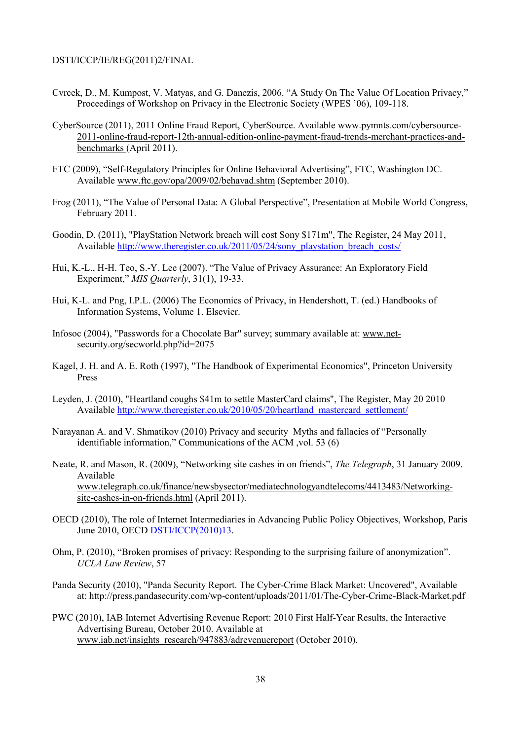Cvrcek, D., M. Kumpost, V. Matyas, and G. Danezis, 2006. "A Study On The Value Of Location Privacy," Proceedings of Workshop on Privacy in the Electronic Society (WPES '06), 109-118.

CyberSource (2011), 2011 Online Fraud Report, CyberSource. Available www.pymnts.com/cybersource-2011-online-fraud-report-12th-annual-edition-online-payment-fraud-trends-merchant-practices-and-benchmarks (April 2011).

FTC (2009), "Self-Regulatory Principles for Online Behavioral Advertising", FTC, Washington DC. Available www.ftc.gov/opa/2009/02/behavad.shtm (September 2010).

Frog (2011), "The Value of Personal Data: A Global Perspective", Presentation at Mobile World Congress, February 2011.

Goodin, D. (2011), "PlayStation Network breach will cost Sony $171m", The Register, 24 May 2011, Available http://www.theregister.co.uk/2011/05/24/sony_playstation_breach_costs/

Hui, K.-L., H-H. Teo, S.-Y. Lee (2007). "The Value of Privacy Assurance: An Exploratory Field Experiment," *MIS Quarterly*, 31(1), 19-33.

Hui, K-L. and Png, I.P.L. (2006) The Economics of Privacy, in Hendershott, T. (ed.) Handbooks of Information Systems, Volume 1. Elsevier.

Infosoc (2004), "Passwords for a Chocolate Bar" survey; summary available at: www.net-security.org/secworld.php?id=2075

Kagel, J. H. and A. E. Roth (1997), "The Handbook of Experimental Economics", Princeton University Press

Leyden, J. (2010), "Heartland coughs $41m to settle MasterCard claims", The Register, May 20 2010 Available http://www.theregister.co.uk/2010/05/20/heartland_mastercard_settlement/

Narayanan A. and V. Shmatikov (2010) Privacy and security Myths and fallacies of "Personally identifiable information," Communications of the ACM ,vol. 53 (6)

Neate, R. and Mason, R. (2009), "Networking site cashes in on friends", *The Telegraph*, 31 January 2009. Available www.telegraph.co.uk/finance/newsbysector/mediatechnologyandtelecoms/4413483/Networking-site-cashes-in-on-friends.html (April 2011).

OECD (2010), The role of Internet Intermediaries in Advancing Public Policy Objectives, Workshop, Paris June 2010, OECD DSTI/ICCP(2010)13.

Ohm, P. (2010), "Broken promises of privacy: Responding to the surprising failure of anonymization". *UCLA Law Review*, 57

Panda Security (2010), "Panda Security Report. The Cyber-Crime Black Market: Uncovered", Available at: http://press.pandasecurity.com/wp-content/uploads/2011/01/The-Cyber-Crime-Black-Market.pdf

PWC (2010), IAB Internet Advertising Revenue Report: 2010 First Half-Year Results, the Interactive Advertising Bureau, October 2010. Available at www.iab.net/insights_research/947883/adrevenuereport (October 2010).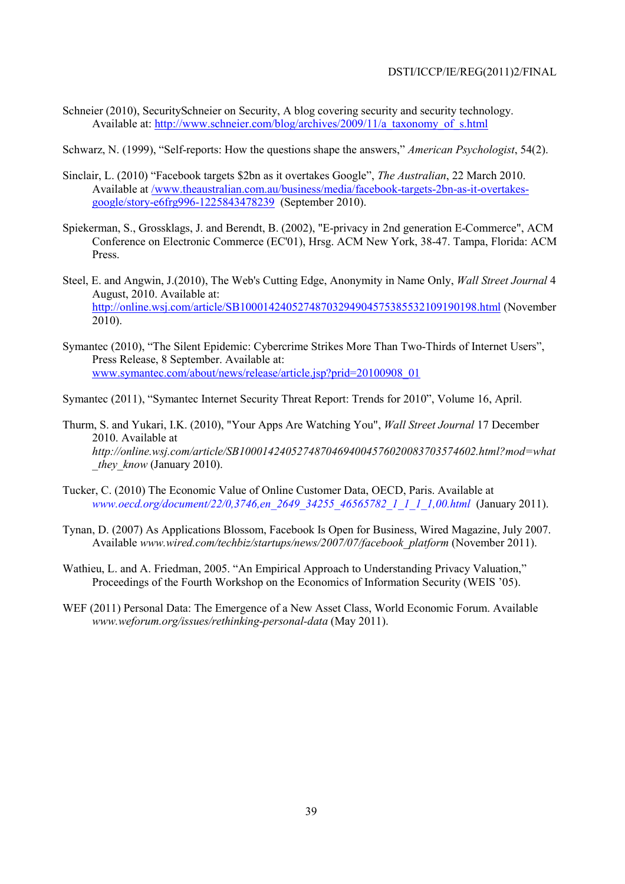Schneier (2010), SecuritySchneier on Security, A blog covering security and security technology. Available at: http://www.schneier.com/blog/archives/2009/11/a_taxonomy_of_s.html

Schwarz, N. (1999), "Self-reports: How the questions shape the answers," *American Psychologist*, 54(2).

Sinclair, L. (2010) "Facebook targets $2bn as it overtakes Google", *The Australian*, 22 March 2010. Available at /www.theaustralian.com.au/business/media/facebook-targets-2bn-as-it-overtakes-google/story-e6frg996-1225843478239 (September 2010).

Spiekerman, S., Grossklags, J. and Berendt, B. (2002), "E-privacy in 2nd generation E-Commerce", ACM Conference on Electronic Commerce (EC'01), Hrsg. ACM New York, 38-47. Tampa, Florida: ACM Press.

Steel, E. and Angwin, J.(2010), The Web's Cutting Edge, Anonymity in Name Only, *Wall Street Journal* 4 August, 2010. Available at: http://online.wsj.com/article/SB10001424052748703294904575385532109190198.html (November 2010).

Symantec (2010), "The Silent Epidemic: Cybercrime Strikes More Than Two-Thirds of Internet Users", Press Release, 8 September. Available at: www.symantec.com/about/news/release/article.jsp?prid=20100908_01

Symantec (2011), "Symantec Internet Security Threat Report: Trends for 2010", Volume 16, April.

Thurm, S. and Yukari, I.K. (2010), "Your Apps Are Watching You", *Wall Street Journal* 17 December 2010. Available at *http://online.wsj.com/article/SB10001424052748704694004576020083703574602.html?mod=what_they_know* (January 2010).

Tucker, C. (2010) The Economic Value of Online Customer Data, OECD, Paris. Available at *www.oecd.org/document/22/0,3746,en_2649_34255_46565782_1_1_1_1,00.html* (January 2011).

Tynan, D. (2007) As Applications Blossom, Facebook Is Open for Business, Wired Magazine, July 2007. Available *www.wired.com/techbiz/startups/news/2007/07/facebook_platform* (November 2011).

Wathieu, L. and A. Friedman, 2005. "An Empirical Approach to Understanding Privacy Valuation," Proceedings of the Fourth Workshop on the Economics of Information Security (WEIS '05).

WEF (2011) Personal Data: The Emergence of a New Asset Class, World Economic Forum. Available *www.weforum.org/issues/rethinking-personal-data* (May 2011).